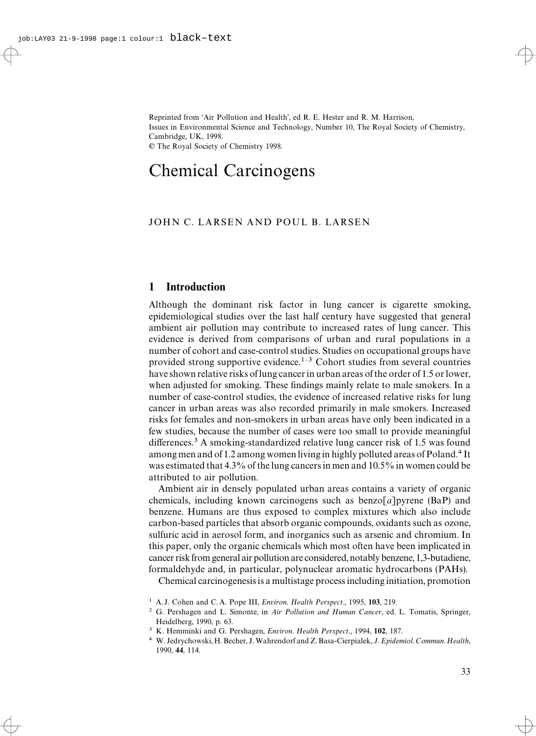Reprinted from 'Air Pollution and Health', ed R. E. Hester and R. M. Harrison, Issues in Environmental Science and Technology, Number 10, The Royal Society of Chemistry, Cambridge, UK, 1998.
© The Royal Society of Chemistry 1998.

# Chemical Carcinogens

JOHN C. LARSEN AND POUL B. LARSEN

## 1 Introduction

Although the dominant risk factor in lung cancer is cigarette smoking, epidemiological studies over the last half century have suggested that general ambient air pollution may contribute to increased rates of lung cancer. This evidence is derived from comparisons of urban and rural populations in a number of cohort and case-control studies. Studies on occupational groups have provided strong supportive evidence.[1–3] Cohort studies from several countries have shown relative risks of lung cancer in urban areas of the order of 1.5 or lower, when adjusted for smoking. These findings mainly relate to male smokers. In a number of case-control studies, the evidence of increased relative risks for lung cancer in urban areas was also recorded primarily in male smokers. Increased risks for females and non-smokers in urban areas have only been indicated in a few studies, because the number of cases were too small to provide meaningful differences.[3] A smoking-standardized relative lung cancer risk of 1.5 was found among men and of 1.2 among women living in highly polluted areas of Poland.[4] It was estimated that 4.3% of the lung cancers in men and 10.5% in women could be attributed to air pollution.

Ambient air in densely populated urban areas contains a variety of organic chemicals, including known carcinogens such as benzo[*a*]pyrene (BaP) and benzene. Humans are thus exposed to complex mixtures which also include carbon-based particles that absorb organic compounds, oxidants such as ozone, sulfuric acid in aerosol form, and inorganics such as arsenic and chromium. In this paper, only the organic chemicals which most often have been implicated in cancer risk from general air pollution are considered, notably benzene, 1,3-butadiene, formaldehyde and, in particular, polynuclear aromatic hydrocarbons (PAHs).

Chemical carcinogenesis is a multistage process including initiation, promotion

[1] A. J. Cohen and C. A. Pope III, *Environ. Health Perspect.*, 1995, **103**, 219.

[2] G. Pershagen and L. Simonte, in *Air Pollution and Human Cancer*, ed. L. Tomatis, Springer, Heidelberg, 1990, p. 63.

[3] K. Hemminki and G. Pershagen, *Environ. Health Perspect.*, 1994, **102**, 187.

[4] W. Jedrychowski, H. Becher, J. Wahrendorf and Z. Basa-Cierpialek, *J. Epidemiol. Commun. Health*, 1990, **44**, 114.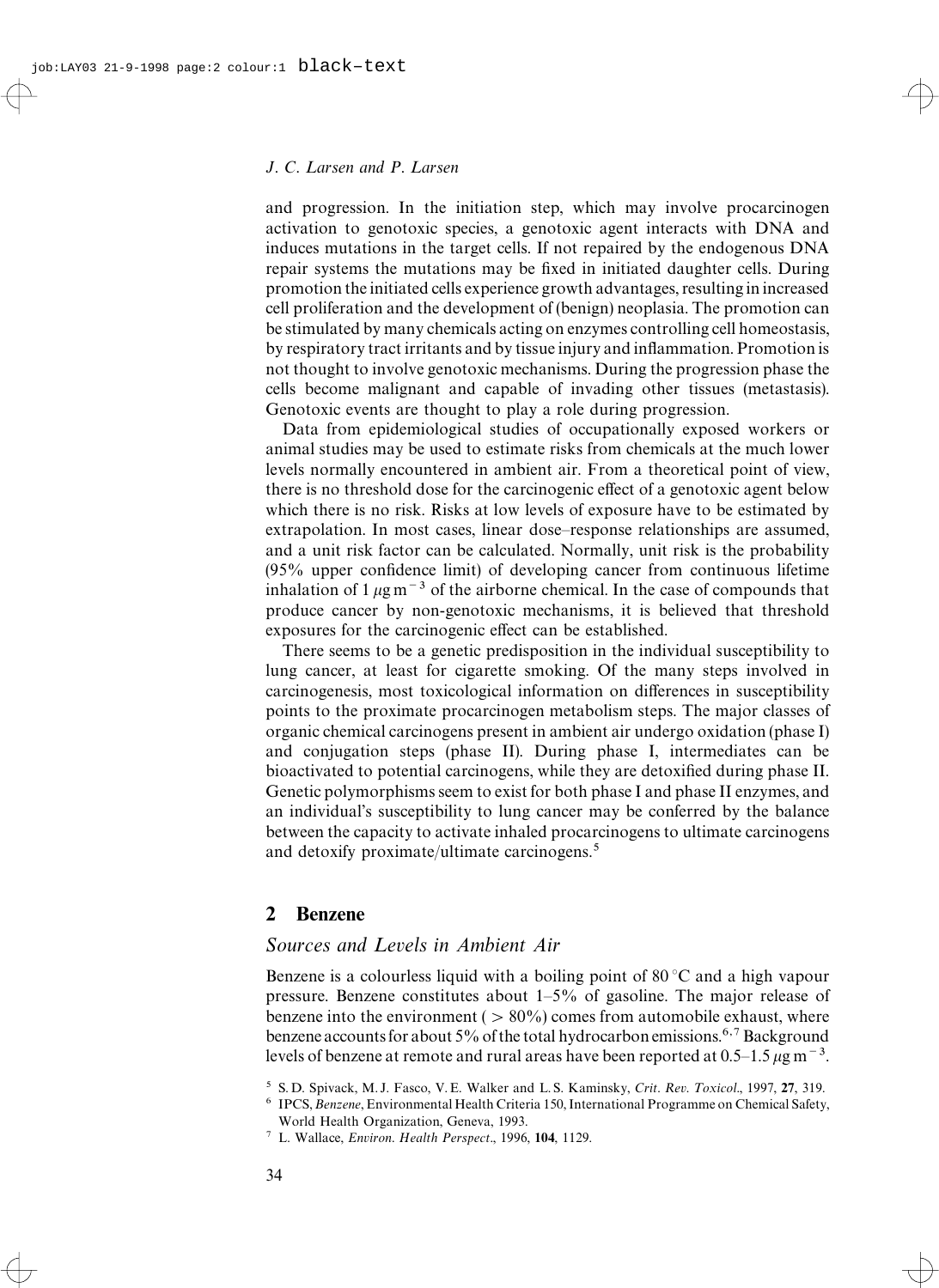and progression. In the initiation step, which may involve procarcinogen activation to genotoxic species, a genotoxic agent interacts with DNA and induces mutations in the target cells. If not repaired by the endogenous DNA repair systems the mutations may be fixed in initiated daughter cells. During promotion the initiated cells experience growth advantages, resulting in increased cell proliferation and the development of (benign) neoplasia. The promotion can be stimulated by many chemicals acting on enzymes controlling cell homeostasis, by respiratory tract irritants and by tissue injury and inflammation. Promotion is not thought to involve genotoxic mechanisms. During the progression phase the cells become malignant and capable of invading other tissues (metastasis). Genotoxic events are thought to play a role during progression.

Data from epidemiological studies of occupationally exposed workers or animal studies may be used to estimate risks from chemicals at the much lower levels normally encountered in ambient air. From a theoretical point of view, there is no threshold dose for the carcinogenic effect of a genotoxic agent below which there is no risk. Risks at low levels of exposure have to be estimated by extrapolation. In most cases, linear dose–response relationships are assumed, and a unit risk factor can be calculated. Normally, unit risk is the probability (95% upper confidence limit) of developing cancer from continuous lifetime inhalation of 1 $\mu g\, m^{-3}$ of the airborne chemical. In the case of compounds that produce cancer by non-genotoxic mechanisms, it is believed that threshold exposures for the carcinogenic effect can be established.

There seems to be a genetic predisposition in the individual susceptibility to lung cancer, at least for cigarette smoking. Of the many steps involved in carcinogenesis, most toxicological information on differences in susceptibility points to the proximate procarcinogen metabolism steps. The major classes of organic chemical carcinogens present in ambient air undergo oxidation (phase I) and conjugation steps (phase II). During phase I, intermediates can be bioactivated to potential carcinogens, while they are detoxified during phase II. Genetic polymorphisms seem to exist for both phase I and phase II enzymes, and an individual's susceptibility to lung cancer may be conferred by the balance between the capacity to activate inhaled procarcinogens to ultimate carcinogens and detoxify proximate/ultimate carcinogens.[5]

## 2 Benzene

### Sources and Levels in Ambient Air

Benzene is a colourless liquid with a boiling point of 80 °C and a high vapour pressure. Benzene constitutes about 1–5% of gasoline. The major release of benzene into the environment ( > 80%) comes from automobile exhaust, where benzene accounts for about 5% of the total hydrocarbon emissions.[6,7] Background levels of benzene at remote and rural areas have been reported at 0.5–1.5 $\mu g\, m^{-3}$.

[5] S. D. Spivack, M. J. Fasco, V. E. Walker and L. S. Kaminsky, *Crit. Rev. Toxicol*., 1997, **27**, 319.

[6] IPCS, *Benzene*, Environmental Health Criteria 150, International Programme on Chemical Safety, World Health Organization, Geneva, 1993.

[7] L. Wallace, *Environ. Health Perspect*., 1996, **104**, 1129.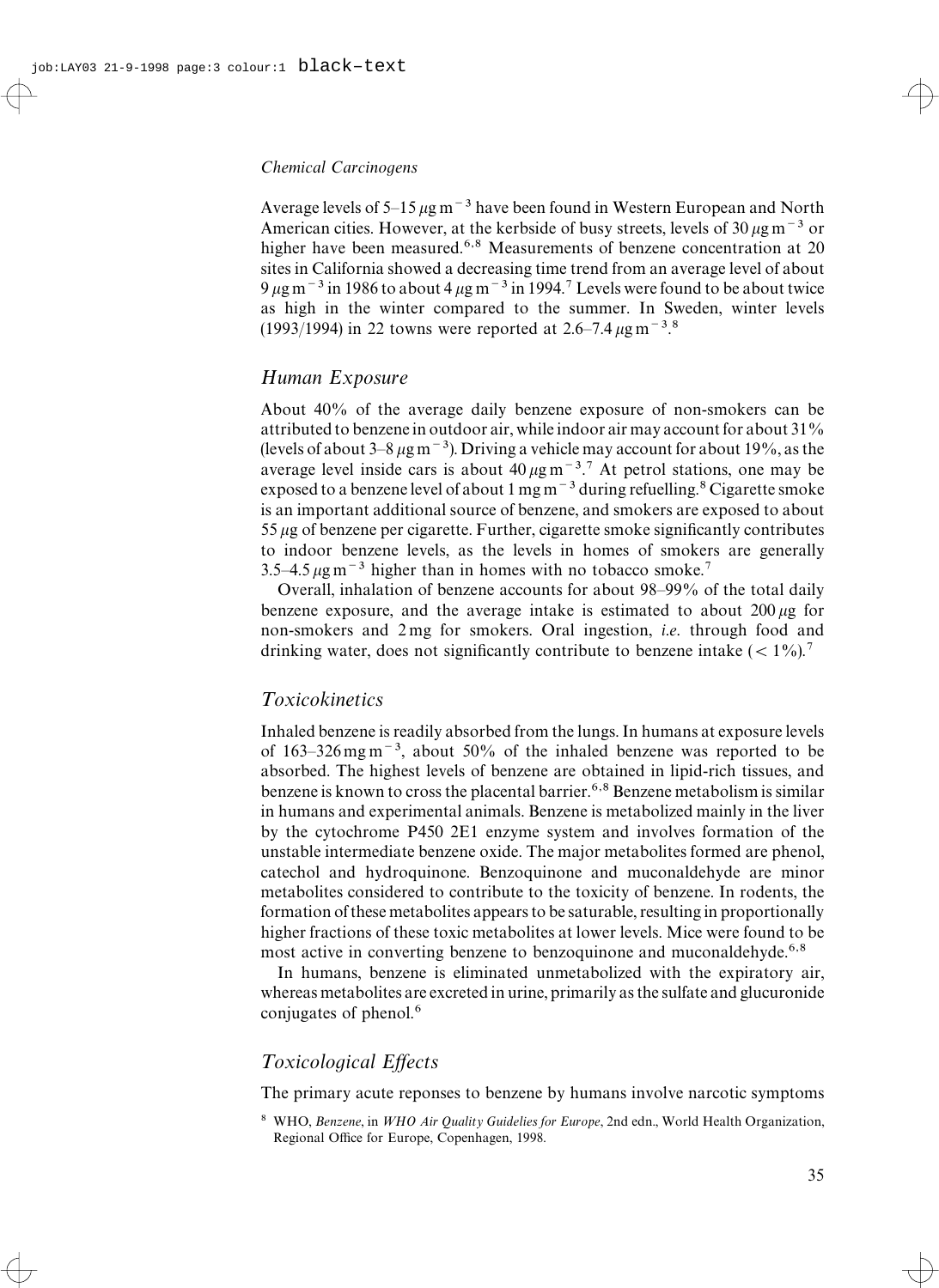Average levels of 5–15 $\mu g\,m^{-3}$ have been found in Western European and North American cities. However, at the kerbside of busy streets, levels of 30 $\mu g\,m^{-3}$ or higher have been measured.[6,8] Measurements of benzene concentration at 20 sites in California showed a decreasing time trend from an average level of about 9 $\mu g\,m^{-3}$ in 1986 to about 4 $\mu g\,m^{-3}$ in 1994.[7] Levels were found to be about twice as high in the winter compared to the summer. In Sweden, winter levels (1993/1994) in 22 towns were reported at 2.6–7.4 $\mu g\,m^{-3}$.[8]

## Human Exposure

About 40% of the average daily benzene exposure of non-smokers can be attributed to benzene in outdoor air, while indoor air may account for about 31% (levels of about 3–8 $\mu g\,m^{-3}$). Driving a vehicle may account for about 19%, as the average level inside cars is about 40 $\mu g\,m^{-3}$.[7] At petrol stations, one may be exposed to a benzene level of about 1 $mg\,m^{-3}$ during refuelling.[8] Cigarette smoke is an important additional source of benzene, and smokers are exposed to about 55 $\mu g$ of benzene per cigarette. Further, cigarette smoke significantly contributes to indoor benzene levels, as the levels in homes of smokers are generally 3.5–4.5 $\mu g\,m^{-3}$ higher than in homes with no tobacco smoke.[7]

Overall, inhalation of benzene accounts for about 98–99% of the total daily benzene exposure, and the average intake is estimated to about 200 $\mu g$ for non-smokers and 2 mg for smokers. Oral ingestion, *i.e.* through food and drinking water, does not significantly contribute to benzene intake ($< 1\%$).[7]

## Toxicokinetics

Inhaled benzene is readily absorbed from the lungs. In humans at exposure levels of 163–326 $mg\,m^{-3}$, about 50% of the inhaled benzene was reported to be absorbed. The highest levels of benzene are obtained in lipid-rich tissues, and benzene is known to cross the placental barrier.[6,8] Benzene metabolism is similar in humans and experimental animals. Benzene is metabolized mainly in the liver by the cytochrome P450 2E1 enzyme system and involves formation of the unstable intermediate benzene oxide. The major metabolites formed are phenol, catechol and hydroquinone. Benzoquinone and muconaldehyde are minor metabolites considered to contribute to the toxicity of benzene. In rodents, the formation of these metabolites appears to be saturable, resulting in proportionally higher fractions of these toxic metabolites at lower levels. Mice were found to be most active in converting benzene to benzoquinone and muconaldehyde.[6,8]

In humans, benzene is eliminated unmetabolized with the expiratory air, whereas metabolites are excreted in urine, primarily as the sulfate and glucuronide conjugates of phenol.[6]

## Toxicological Effects

The primary acute reponses to benzene by humans involve narcotic symptoms

[8] WHO, *Benzene*, in *WHO Air Quality Guidelies for Europe*, 2nd edn., World Health Organization, Regional Office for Europe, Copenhagen, 1998.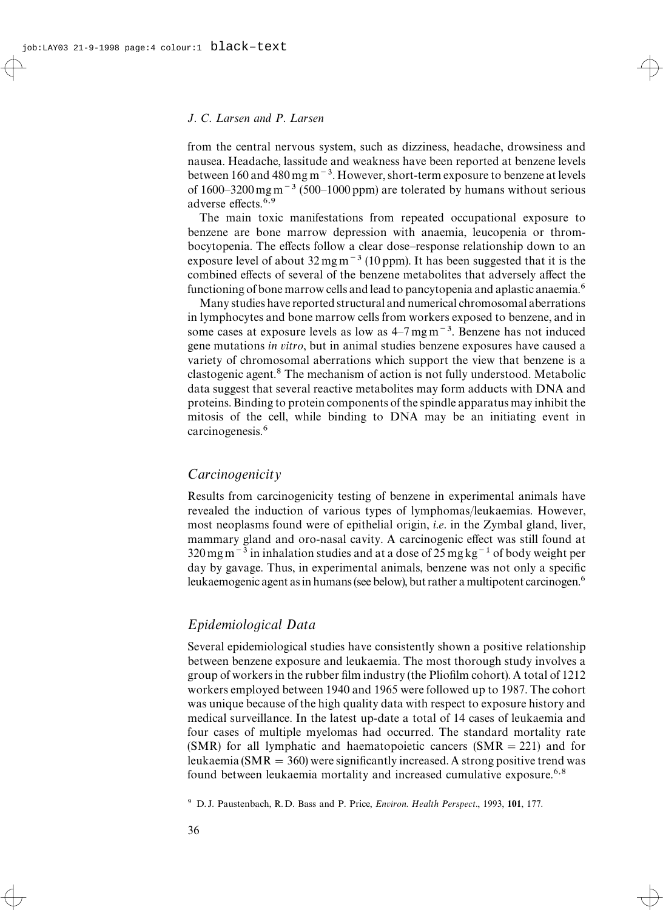from the central nervous system, such as dizziness, headache, drowsiness and nausea. Headache, lassitude and weakness have been reported at benzene levels between 160 and 480 mg $m^{-3}$. However, short-term exposure to benzene at levels of 1600–3200 mg $m^{-3}$ (500–1000 ppm) are tolerated by humans without serious adverse effects.[6,9]

The main toxic manifestations from repeated occupational exposure to benzene are bone marrow depression with anaemia, leucopenia or thrombocytopenia. The effects follow a clear dose–response relationship down to an exposure level of about 32 mg $m^{-3}$ (10 ppm). It has been suggested that it is the combined effects of several of the benzene metabolites that adversely affect the functioning of bone marrow cells and lead to pancytopenia and aplastic anaemia.[6]

Many studies have reported structural and numerical chromosomal aberrations in lymphocytes and bone marrow cells from workers exposed to benzene, and in some cases at exposure levels as low as 4–7 mg $m^{-3}$. Benzene has not induced gene mutations *in vitro*, but in animal studies benzene exposures have caused a variety of chromosomal aberrations which support the view that benzene is a clastogenic agent.[8] The mechanism of action is not fully understood. Metabolic data suggest that several reactive metabolites may form adducts with DNA and proteins. Binding to protein components of the spindle apparatus may inhibit the mitosis of the cell, while binding to DNA may be an initiating event in carcinogenesis.[6]

## *Carcinogenicity*

Results from carcinogenicity testing of benzene in experimental animals have revealed the induction of various types of lymphomas/leukaemias. However, most neoplasms found were of epithelial origin, *i.e.* in the Zymbal gland, liver, mammary gland and oro-nasal cavity. A carcinogenic effect was still found at 320 mg $m^{-3}$ in inhalation studies and at a dose of 25 mg $kg^{-1}$ of body weight per day by gavage. Thus, in experimental animals, benzene was not only a specific leukaemogenic agent as in humans (see below), but rather a multipotent carcinogen.[6]

## *Epidemiological Data*

Several epidemiological studies have consistently shown a positive relationship between benzene exposure and leukaemia. The most thorough study involves a group of workers in the rubber film industry (the Pliofilm cohort). A total of 1212 workers employed between 1940 and 1965 were followed up to 1987. The cohort was unique because of the high quality data with respect to exposure history and medical surveillance. In the latest up-date a total of 14 cases of leukaemia and four cases of multiple myelomas had occurred. The standard mortality rate (SMR) for all lymphatic and haematopoietic cancers (SMR = 221) and for leukaemia (SMR = 360) were significantly increased. A strong positive trend was found between leukaemia mortality and increased cumulative exposure.[6,8]

[9] D. J. Paustenbach, R. D. Bass and P. Price, *Environ. Health Perspect*., 1993, **101**, 177.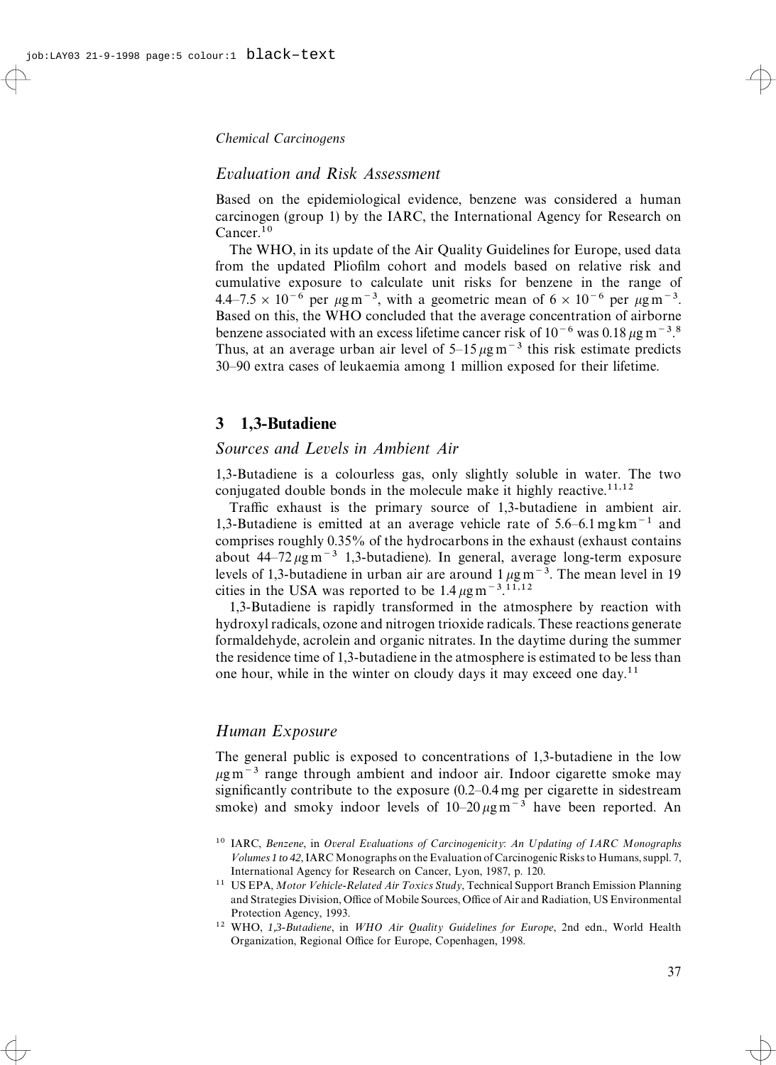*Evaluation and Risk Assessment*

Based on the epidemiological evidence, benzene was considered a human carcinogen (group 1) by the IARC, the International Agency for Research on Cancer.[10]

The WHO, in its update of the Air Quality Guidelines for Europe, used data from the updated Pliofilm cohort and models based on relative risk and cumulative exposure to calculate unit risks for benzene in the range of $4.4–7.5 \times 10^{-6}$ per $\mu g\, m^{-3}$, with a geometric mean of $6 \times 10^{-6}$ per $\mu g\, m^{-3}$. Based on this, the WHO concluded that the average concentration of airborne benzene associated with an excess lifetime cancer risk of $10^{-6}$ was $0.18\, \mu g\, m^{-3}$.[8] Thus, at an average urban air level of $5–15\, \mu g\, m^{-3}$ this risk estimate predicts 30–90 extra cases of leukaemia among 1 million exposed for their lifetime.

## 3 1,3-Butadiene

*Sources and Levels in Ambient Air*

1,3-Butadiene is a colourless gas, only slightly soluble in water. The two conjugated double bonds in the molecule make it highly reactive.[11,12]

Traffic exhaust is the primary source of 1,3-butadiene in ambient air. 1,3-Butadiene is emitted at an average vehicle rate of $5.6–6.1\, mg\, km^{-1}$ and comprises roughly 0.35% of the hydrocarbons in the exhaust (exhaust contains about $44–72\, \mu g\, m^{-3}$ 1,3-butadiene). In general, average long-term exposure levels of 1,3-butadiene in urban air are around $1\, \mu g\, m^{-3}$. The mean level in 19 cities in the USA was reported to be $1.4\, \mu g\, m^{-3}$.[11,12]

1,3-Butadiene is rapidly transformed in the atmosphere by reaction with hydroxyl radicals, ozone and nitrogen trioxide radicals. These reactions generate formaldehyde, acrolein and organic nitrates. In the daytime during the summer the residence time of 1,3-butadiene in the atmosphere is estimated to be less than one hour, while in the winter on cloudy days it may exceed one day.[11]

*Human Exposure*

The general public is exposed to concentrations of 1,3-butadiene in the low $\mu g\, m^{-3}$ range through ambient and indoor air. Indoor cigarette smoke may significantly contribute to the exposure (0.2–0.4 mg per cigarette in sidestream smoke) and smoky indoor levels of $10–20\, \mu g\, m^{-3}$ have been reported. An

---

[10] IARC, *Benzene*, in *Overal Evaluations of Carcinogenicity: An Updating of IARC Monographs Volumes 1 to 42*, IARC Monographs on the Evaluation of Carcinogenic Risks to Humans, suppl. 7, International Agency for Research on Cancer, Lyon, 1987, p. 120.

[11] US EPA, *Motor Vehicle-Related Air Toxics Study*, Technical Support Branch Emission Planning and Strategies Division, Office of Mobile Sources, Office of Air and Radiation, US Environmental Protection Agency, 1993.

[12] WHO, *1,3-Butadiene*, in *WHO Air Quality Guidelines for Europe*, 2nd edn., World Health Organization, Regional Office for Europe, Copenhagen, 1998.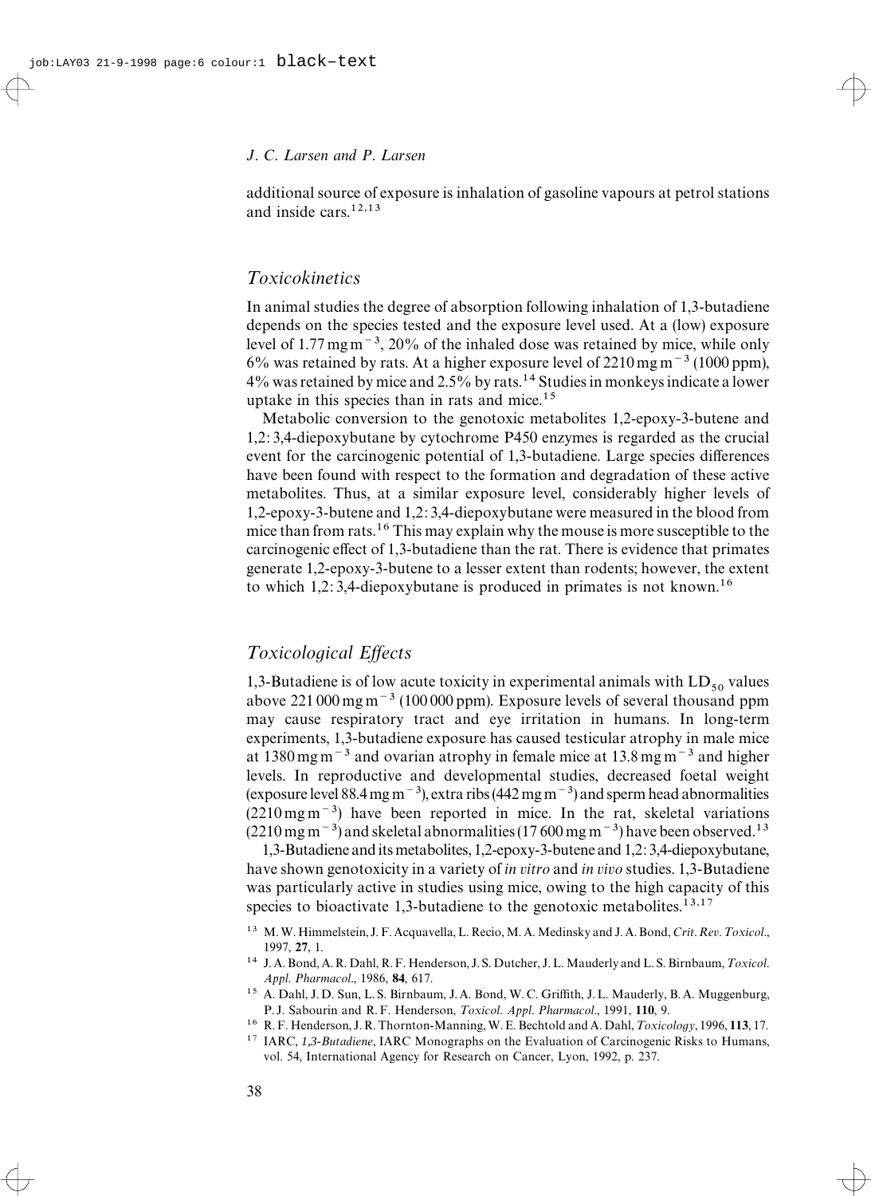additional source of exposure is inhalation of gasoline vapours at petrol stations and inside cars.[12,13]

## *Toxicokinetics*

In animal studies the degree of absorption following inhalation of 1,3-butadiene depends on the species tested and the exposure level used. At a (low) exposure level of 1.77 mg m$^{-3}$, 20% of the inhaled dose was retained by mice, while only 6% was retained by rats. At a higher exposure level of 2210 mg m$^{-3}$ (1000 ppm), 4% was retained by mice and 2.5% by rats.[14] Studies in monkeys indicate a lower uptake in this species than in rats and mice.[15]

Metabolic conversion to the genotoxic metabolites 1,2-epoxy-3-butene and 1,2:3,4-diepoxybutane by cytochrome P450 enzymes is regarded as the crucial event for the carcinogenic potential of 1,3-butadiene. Large species differences have been found with respect to the formation and degradation of these active metabolites. Thus, at a similar exposure level, considerably higher levels of 1,2-epoxy-3-butene and 1,2:3,4-diepoxybutane were measured in the blood from mice than from rats.[16] This may explain why the mouse is more susceptible to the carcinogenic effect of 1,3-butadiene than the rat. There is evidence that primates generate 1,2-epoxy-3-butene to a lesser extent than rodents; however, the extent to which 1,2:3,4-diepoxybutane is produced in primates is not known.[16]

## *Toxicological Effects*

1,3-Butadiene is of low acute toxicity in experimental animals with $LD_{50}$ values above 221 000 mg m$^{-3}$ (100 000 ppm). Exposure levels of several thousand ppm may cause respiratory tract and eye irritation in humans. In long-term experiments, 1,3-butadiene exposure has caused testicular atrophy in male mice at 1380 mg m$^{-3}$ and ovarian atrophy in female mice at 13.8 mg m$^{-3}$ and higher levels. In reproductive and developmental studies, decreased foetal weight (exposure level 88.4 mg m$^{-3}$), extra ribs (442 mg m$^{-3}$) and sperm head abnormalities (2210 mg m$^{-3}$) have been reported in mice. In the rat, skeletal variations (2210 mg m$^{-3}$) and skeletal abnormalities (17 600 mg m$^{-3}$) have been observed.[13]

1,3-Butadiene and its metabolites, 1,2-epoxy-3-butene and 1,2:3,4-diepoxybutane, have shown genotoxicity in a variety of *in vitro* and *in vivo* studies. 1,3-Butadiene was particularly active in studies using mice, owing to the high capacity of this species to bioactivate 1,3-butadiene to the genotoxic metabolites.[13,17]

[13] M. W. Himmelstein, J. F. Acquavella, L. Recio, M. A. Medinsky and J. A. Bond, *Crit. Rev. Toxicol.*, 1997, **27**, 1.

[14] J. A. Bond, A. R. Dahl, R. F. Henderson, J. S. Dutcher, J. L. Mauderly and L. S. Birnbaum, *Toxicol. Appl. Pharmacol.*, 1986, **84**, 617.

[15] A. Dahl, J. D. Sun, L. S. Birnbaum, J. A. Bond, W. C. Griffith, J. L. Mauderly, B. A. Muggenburg, P. J. Sabourin and R. F. Henderson, *Toxicol. Appl. Pharmacol.*, 1991, **110**, 9.

[16] R. F. Henderson, J. R. Thornton-Manning, W. E. Bechtold and A. Dahl, *Toxicology*, 1996, **113**, 17.

[17] IARC, *1,3-Butadiene*, IARC Monographs on the Evaluation of Carcinogenic Risks to Humans, vol. 54, International Agency for Research on Cancer, Lyon, 1992, p. 237.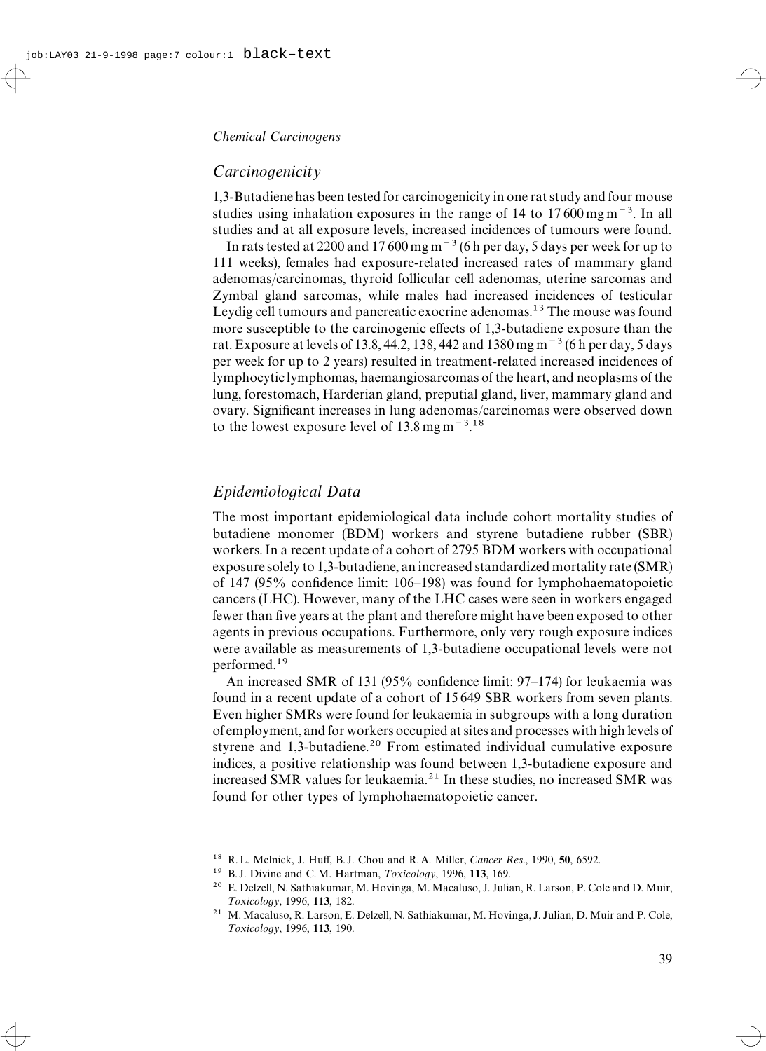### Carcinogenicity

1,3-Butadiene has been tested for carcinogenicity in one rat study and four mouse studies using inhalation exposures in the range of 14 to 17 600 mg m$^{-3}$. In all studies and at all exposure levels, increased incidences of tumours were found.

In rats tested at 2200 and 17 600 mg m$^{-3}$ (6 h per day, 5 days per week for up to 111 weeks), females had exposure-related increased rates of mammary gland adenomas/carcinomas, thyroid follicular cell adenomas, uterine sarcomas and Zymbal gland sarcomas, while males had increased incidences of testicular Leydig cell tumours and pancreatic exocrine adenomas.[13] The mouse was found more susceptible to the carcinogenic effects of 1,3-butadiene exposure than the rat. Exposure at levels of 13.8, 44.2, 138, 442 and 1380 mg m$^{-3}$ (6 h per day, 5 days per week for up to 2 years) resulted in treatment-related increased incidences of lymphocytic lymphomas, haemangiosarcomas of the heart, and neoplasms of the lung, forestomach, Harderian gland, preputial gland, liver, mammary gland and ovary. Significant increases in lung adenomas/carcinomas were observed down to the lowest exposure level of 13.8 mg m$^{-3}$.[18]

### Epidemiological Data

The most important epidemiological data include cohort mortality studies of butadiene monomer (BDM) workers and styrene butadiene rubber (SBR) workers. In a recent update of a cohort of 2795 BDM workers with occupational exposure solely to 1,3-butadiene, an increased standardized mortality rate (SMR) of 147 (95% confidence limit: 106–198) was found for lymphohaematopoietic cancers (LHC). However, many of the LHC cases were seen in workers engaged fewer than five years at the plant and therefore might have been exposed to other agents in previous occupations. Furthermore, only very rough exposure indices were available as measurements of 1,3-butadiene occupational levels were not performed.[19]

An increased SMR of 131 (95% confidence limit: 97–174) for leukaemia was found in a recent update of a cohort of 15 649 SBR workers from seven plants. Even higher SMRs were found for leukaemia in subgroups with a long duration of employment, and for workers occupied at sites and processes with high levels of styrene and 1,3-butadiene.[20] From estimated individual cumulative exposure indices, a positive relationship was found between 1,3-butadiene exposure and increased SMR values for leukaemia.[21] In these studies, no increased SMR was found for other types of lymphohaematopoietic cancer.

---

[18] R. L. Melnick, J. Huff, B. J. Chou and R. A. Miller, *Cancer Res.*, 1990, **50**, 6592.

[19] B. J. Divine and C. M. Hartman, *Toxicology*, 1996, **113**, 169.

[20] E. Delzell, N. Sathiakumar, M. Hovinga, M. Macaluso, J. Julian, R. Larson, P. Cole and D. Muir, *Toxicology*, 1996, **113**, 182.

[21] M. Macaluso, R. Larson, E. Delzell, N. Sathiakumar, M. Hovinga, J. Julian, D. Muir and P. Cole, *Toxicology*, 1996, **113**, 190.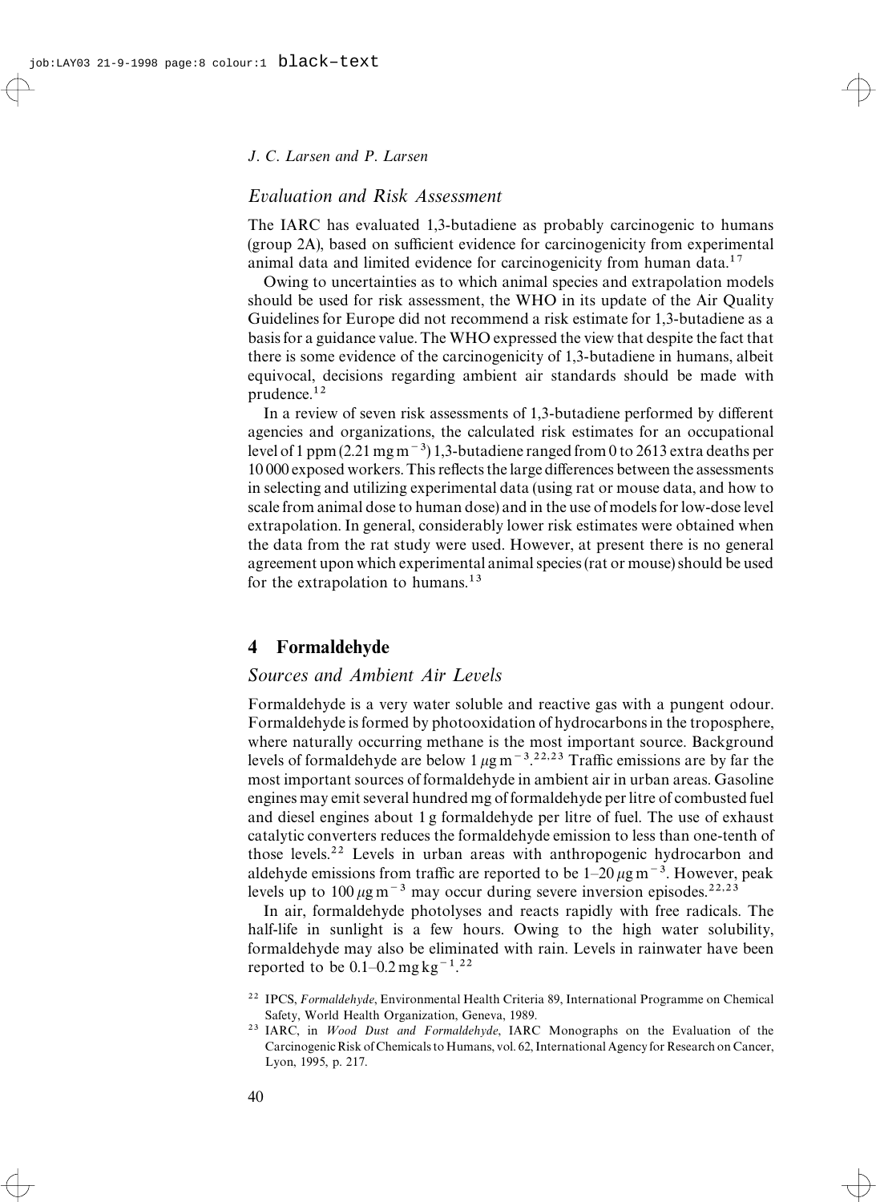### *Evaluation and Risk Assessment*

The IARC has evaluated 1,3-butadiene as probably carcinogenic to humans (group 2A), based on sufficient evidence for carcinogenicity from experimental animal data and limited evidence for carcinogenicity from human data.[17]

Owing to uncertainties as to which animal species and extrapolation models should be used for risk assessment, the WHO in its update of the Air Quality Guidelines for Europe did not recommend a risk estimate for 1,3-butadiene as a basis for a guidance value. The WHO expressed the view that despite the fact that there is some evidence of the carcinogenicity of 1,3-butadiene in humans, albeit equivocal, decisions regarding ambient air standards should be made with prudence.[12]

In a review of seven risk assessments of 1,3-butadiene performed by different agencies and organizations, the calculated risk estimates for an occupational level of 1 ppm (2.21 mg $m^{-3}$) 1,3-butadiene ranged from 0 to 2613 extra deaths per 10 000 exposed workers. This reflects the large differences between the assessments in selecting and utilizing experimental data (using rat or mouse data, and how to scale from animal dose to human dose) and in the use of models for low-dose level extrapolation. In general, considerably lower risk estimates were obtained when the data from the rat study were used. However, at present there is no general agreement upon which experimental animal species (rat or mouse) should be used for the extrapolation to humans.[13]

## 4 Formaldehyde

### *Sources and Ambient Air Levels*

Formaldehyde is a very water soluble and reactive gas with a pungent odour. Formaldehyde is formed by photooxidation of hydrocarbons in the troposphere, where naturally occurring methane is the most important source. Background levels of formaldehyde are below 1 $\mu$g $m^{-3}$.[22,23] Traffic emissions are by far the most important sources of formaldehyde in ambient air in urban areas. Gasoline engines may emit several hundred mg of formaldehyde per litre of combusted fuel and diesel engines about 1 g formaldehyde per litre of fuel. The use of exhaust catalytic converters reduces the formaldehyde emission to less than one-tenth of those levels.[22] Levels in urban areas with anthropogenic hydrocarbon and aldehyde emissions from traffic are reported to be 1–20 $\mu$g $m^{-3}$. However, peak levels up to 100 $\mu$g $m^{-3}$ may occur during severe inversion episodes.[22,23]

In air, formaldehyde photolyses and reacts rapidly with free radicals. The half-life in sunlight is a few hours. Owing to the high water solubility, formaldehyde may also be eliminated with rain. Levels in rainwater have been reported to be 0.1–0.2 mg $kg^{-1}$.[22]

[22] IPCS, *Formaldehyde*, Environmental Health Criteria 89, International Programme on Chemical Safety, World Health Organization, Geneva, 1989.

[23] IARC, in *Wood Dust and Formaldehyde*, IARC Monographs on the Evaluation of the Carcinogenic Risk of Chemicals to Humans, vol. 62, International Agency for Research on Cancer, Lyon, 1995, p. 217.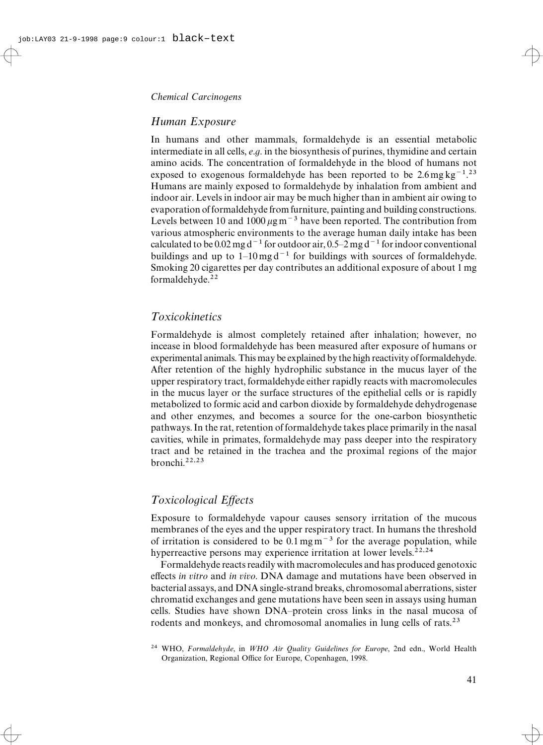## Human Exposure

In humans and other mammals, formaldehyde is an essential metabolic intermediate in all cells, *e.g.* in the biosynthesis of purines, thymidine and certain amino acids. The concentration of formaldehyde in the blood of humans not exposed to exogenous formaldehyde has been reported to be $2.6\,\mathrm{mg\,kg^{-1}}$.[23] Humans are mainly exposed to formaldehyde by inhalation from ambient and indoor air. Levels in indoor air may be much higher than in ambient air owing to evaporation of formaldehyde from furniture, painting and building constructions. Levels between 10 and $1000\,\mu\mathrm{g\,m^{-3}}$ have been reported. The contribution from various atmospheric environments to the average human daily intake has been calculated to be $0.02\,\mathrm{mg\,d^{-1}}$ for outdoor air, $0.5$–$2\,\mathrm{mg\,d^{-1}}$ for indoor conventional buildings and up to $1$–$10\,\mathrm{mg\,d^{-1}}$ for buildings with sources of formaldehyde. Smoking 20 cigarettes per day contributes an additional exposure of about 1 mg formaldehyde.[22]

## Toxicokinetics

Formaldehyde is almost completely retained after inhalation; however, no incease in blood formaldehyde has been measured after exposure of humans or experimental animals. This may be explained by the high reactivity of formaldehyde. After retention of the highly hydrophilic substance in the mucus layer of the upper respiratory tract, formaldehyde either rapidly reacts with macromolecules in the mucus layer or the surface structures of the epithelial cells or is rapidly metabolized to formic acid and carbon dioxide by formaldehyde dehydrogenase and other enzymes, and becomes a source for the one-carbon biosynthetic pathways. In the rat, retention of formaldehyde takes place primarily in the nasal cavities, while in primates, formaldehyde may pass deeper into the respiratory tract and be retained in the trachea and the proximal regions of the major bronchi.[22,23]

## Toxicological Effects

Exposure to formaldehyde vapour causes sensory irritation of the mucous membranes of the eyes and the upper respiratory tract. In humans the threshold of irritation is considered to be $0.1\,\mathrm{mg\,m^{-3}}$ for the average population, while hyperreactive persons may experience irritation at lower levels.[22,24]

Formaldehyde reacts readily with macromolecules and has produced genotoxic effects *in vitro* and *in vivo*. DNA damage and mutations have been observed in bacterial assays, and DNA single-strand breaks, chromosomal aberrations, sister chromatid exchanges and gene mutations have been seen in assays using human cells. Studies have shown DNA–protein cross links in the nasal mucosa of rodents and monkeys, and chromosomal anomalies in lung cells of rats.[23]

[24] WHO, *Formaldehyde*, in *WHO Air Quality Guidelines for Europe*, 2nd edn., World Health Organization, Regional Office for Europe, Copenhagen, 1998.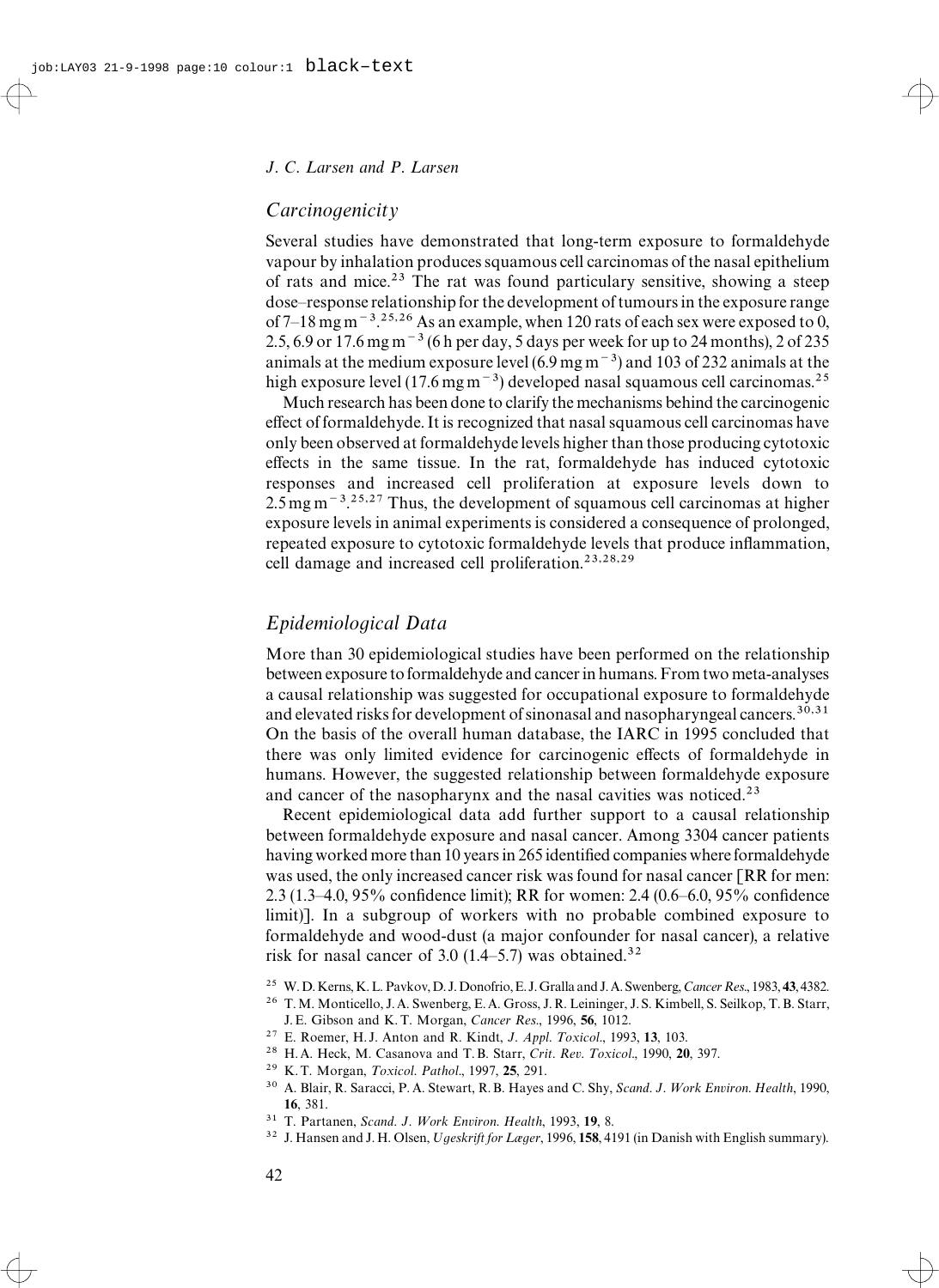## Carcinogenicity

Several studies have demonstrated that long-term exposure to formaldehyde vapour by inhalation produces squamous cell carcinomas of the nasal epithelium of rats and mice.[23] The rat was found particulary sensitive, showing a steep dose–response relationship for the development of tumours in the exposure range of 7–18 mg m$^{-3}$.[25,26] As an example, when 120 rats of each sex were exposed to 0, 2.5, 6.9 or 17.6 mg m$^{-3}$ (6 h per day, 5 days per week for up to 24 months), 2 of 235 animals at the medium exposure level (6.9 mg m$^{-3}$) and 103 of 232 animals at the high exposure level (17.6 mg m$^{-3}$) developed nasal squamous cell carcinomas.[25]

Much research has been done to clarify the mechanisms behind the carcinogenic effect of formaldehyde. It is recognized that nasal squamous cell carcinomas have only been observed at formaldehyde levels higher than those producing cytotoxic effects in the same tissue. In the rat, formaldehyde has induced cytotoxic responses and increased cell proliferation at exposure levels down to 2.5 mg m$^{-3}$.[25,27] Thus, the development of squamous cell carcinomas at higher exposure levels in animal experiments is considered a consequence of prolonged, repeated exposure to cytotoxic formaldehyde levels that produce inflammation, cell damage and increased cell proliferation.[23,28,29]

## Epidemiological Data

More than 30 epidemiological studies have been performed on the relationship between exposure to formaldehyde and cancer in humans. From two meta-analyses a causal relationship was suggested for occupational exposure to formaldehyde and elevated risks for development of sinonasal and nasopharyngeal cancers.[30,31] On the basis of the overall human database, the IARC in 1995 concluded that there was only limited evidence for carcinogenic effects of formaldehyde in humans. However, the suggested relationship between formaldehyde exposure and cancer of the nasopharynx and the nasal cavities was noticed.[23]

Recent epidemiological data add further support to a causal relationship between formaldehyde exposure and nasal cancer. Among 3304 cancer patients having worked more than 10 years in 265 identified companies where formaldehyde was used, the only increased cancer risk was found for nasal cancer [RR for men: 2.3 (1.3–4.0, 95% confidence limit); RR for women: 2.4 (0.6–6.0, 95% confidence limit)]. In a subgroup of workers with no probable combined exposure to formaldehyde and wood-dust (a major confounder for nasal cancer), a relative risk for nasal cancer of 3.0 (1.4–5.7) was obtained.[32]

[25] W. D. Kerns, K. L. Pavkov, D. J. Donofrio, E. J. Gralla and J. A. Swenberg, *Cancer Res.*, 1983, **43**, 4382.

[26] T. M. Monticello, J. A. Swenberg, E. A. Gross, J. R. Leininger, J. S. Kimbell, S. Seilkop, T. B. Starr, J. E. Gibson and K. T. Morgan, *Cancer Res.*, 1996, **56**, 1012.

[27] E. Roemer, H. J. Anton and R. Kindt, *J. Appl. Toxicol.*, 1993, **13**, 103.

[28] H. A. Heck, M. Casanova and T. B. Starr, *Crit. Rev. Toxicol.*, 1990, **20**, 397.

[29] K. T. Morgan, *Toxicol. Pathol.*, 1997, **25**, 291.

[30] A. Blair, R. Saracci, P. A. Stewart, R. B. Hayes and C. Shy, *Scand. J. Work Environ. Health*, 1990, **16**, 381.

[31] T. Partanen, *Scand. J. Work Environ. Health*, 1993, **19**, 8.

[32] J. Hansen and J. H. Olsen, *Ugeskrift for Læger*, 1996, **158**, 4191 (in Danish with English summary).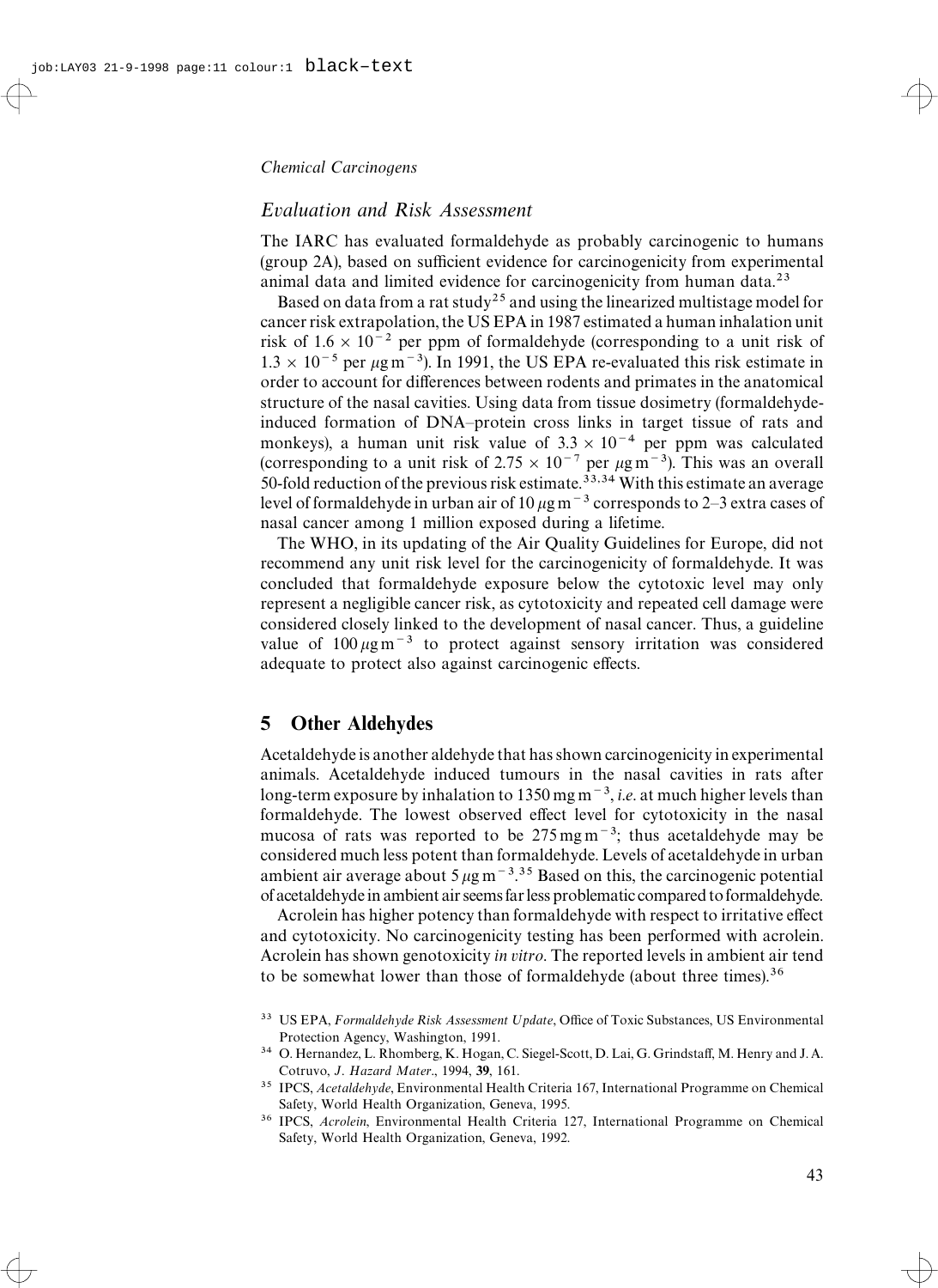### Evaluation and Risk Assessment

The IARC has evaluated formaldehyde as probably carcinogenic to humans (group 2A), based on sufficient evidence for carcinogenicity from experimental animal data and limited evidence for carcinogenicity from human data.[23]

Based on data from a rat study[25] and using the linearized multistage model for cancer risk extrapolation, the US EPA in 1987 estimated a human inhalation unit risk of $1.6 \times 10^{-2}$ per ppm of formaldehyde (corresponding to a unit risk of $1.3 \times 10^{-5}$ per $\mu g\,m^{-3}$). In 1991, the US EPA re-evaluated this risk estimate in order to account for differences between rodents and primates in the anatomical structure of the nasal cavities. Using data from tissue dosimetry (formaldehyde-induced formation of DNA–protein cross links in target tissue of rats and monkeys), a human unit risk value of $3.3 \times 10^{-4}$ per ppm was calculated (corresponding to a unit risk of $2.75 \times 10^{-7}$ per $\mu g\,m^{-3}$). This was an overall 50-fold reduction of the previous risk estimate.[33,34] With this estimate an average level of formaldehyde in urban air of $10\,\mu g\,m^{-3}$ corresponds to 2–3 extra cases of nasal cancer among 1 million exposed during a lifetime.

The WHO, in its updating of the Air Quality Guidelines for Europe, did not recommend any unit risk level for the carcinogenicity of formaldehyde. It was concluded that formaldehyde exposure below the cytotoxic level may only represent a negligible cancer risk, as cytotoxicity and repeated cell damage were considered closely linked to the development of nasal cancer. Thus, a guideline value of $100\,\mu g\,m^{-3}$ to protect against sensory irritation was considered adequate to protect also against carcinogenic effects.

## 5 Other Aldehydes

Acetaldehyde is another aldehyde that has shown carcinogenicity in experimental animals. Acetaldehyde induced tumours in the nasal cavities in rats after long-term exposure by inhalation to $1350\,mg\,m^{-3}$, *i.e.* at much higher levels than formaldehyde. The lowest observed effect level for cytotoxicity in the nasal mucosa of rats was reported to be $275\,mg\,m^{-3}$; thus acetaldehyde may be considered much less potent than formaldehyde. Levels of acetaldehyde in urban ambient air average about $5\,\mu g\,m^{-3}$.[35] Based on this, the carcinogenic potential of acetaldehyde in ambient air seems far less problematic compared to formaldehyde.

Acrolein has higher potency than formaldehyde with respect to irritative effect and cytotoxicity. No carcinogenicity testing has been performed with acrolein. Acrolein has shown genotoxicity *in vitro*. The reported levels in ambient air tend to be somewhat lower than those of formaldehyde (about three times).[36]

[33] US EPA, *Formaldehyde Risk Assessment Update*, Office of Toxic Substances, US Environmental Protection Agency, Washington, 1991.

[34] O. Hernandez, L. Rhomberg, K. Hogan, C. Siegel-Scott, D. Lai, G. Grindstaff, M. Henry and J. A. Cotruvo, *J. Hazard Mater.*, 1994, **39**, 161.

[35] IPCS, *Acetaldehyde*, Environmental Health Criteria 167, International Programme on Chemical Safety, World Health Organization, Geneva, 1995.

[36] IPCS, *Acrolein*, Environmental Health Criteria 127, International Programme on Chemical Safety, World Health Organization, Geneva, 1992.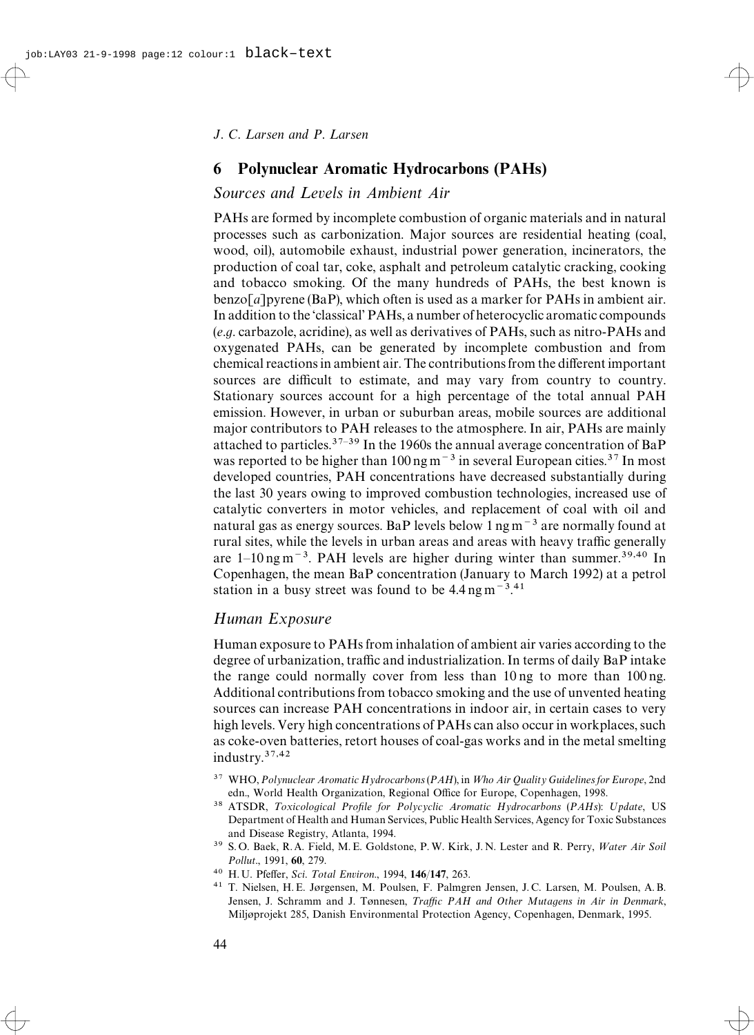## 6 Polynuclear Aromatic Hydrocarbons (PAHs)

### Sources and Levels in Ambient Air

PAHs are formed by incomplete combustion of organic materials and in natural processes such as carbonization. Major sources are residential heating (coal, wood, oil), automobile exhaust, industrial power generation, incinerators, the production of coal tar, coke, asphalt and petroleum catalytic cracking, cooking and tobacco smoking. Of the many hundreds of PAHs, the best known is benzo[*a*]pyrene (BaP), which often is used as a marker for PAHs in ambient air. In addition to the 'classical' PAHs, a number of heterocyclic aromatic compounds (*e.g.* carbazole, acridine), as well as derivatives of PAHs, such as nitro-PAHs and oxygenated PAHs, can be generated by incomplete combustion and from chemical reactions in ambient air. The contributions from the different important sources are difficult to estimate, and may vary from country to country. Stationary sources account for a high percentage of the total annual PAH emission. However, in urban or suburban areas, mobile sources are additional major contributors to PAH releases to the atmosphere. In air, PAHs are mainly attached to particles.[37–39] In the 1960s the annual average concentration of BaP was reported to be higher than 100 ng $m^{-3}$ in several European cities.[37] In most developed countries, PAH concentrations have decreased substantially during the last 30 years owing to improved combustion technologies, increased use of catalytic converters in motor vehicles, and replacement of coal with oil and natural gas as energy sources. BaP levels below 1 ng $m^{-3}$ are normally found at rural sites, while the levels in urban areas and areas with heavy traffic generally are 1–10 ng $m^{-3}$. PAH levels are higher during winter than summer.[39,40] In Copenhagen, the mean BaP concentration (January to March 1992) at a petrol station in a busy street was found to be 4.4 ng $m^{-3}$.[41]

### Human Exposure

Human exposure to PAHs from inhalation of ambient air varies according to the degree of urbanization, traffic and industrialization. In terms of daily BaP intake the range could normally cover from less than 10 ng to more than 100 ng. Additional contributions from tobacco smoking and the use of unvented heating sources can increase PAH concentrations in indoor air, in certain cases to very high levels. Very high concentrations of PAHs can also occur in workplaces, such as coke-oven batteries, retort houses of coal-gas works and in the metal smelting industry.[37,42]

[37] WHO, *Polynuclear Aromatic Hydrocarbons* (*PAH*), in *Who Air Quality Guidelines for Europe*, 2nd edn., World Health Organization, Regional Office for Europe, Copenhagen, 1998.

[38] ATSDR, *Toxicological Profile for Polycyclic Aromatic Hydrocarbons* (*PAHs*): *Update*, US Department of Health and Human Services, Public Health Services, Agency for Toxic Substances and Disease Registry, Atlanta, 1994.

[39] S. O. Baek, R. A. Field, M. E. Goldstone, P. W. Kirk, J. N. Lester and R. Perry, *Water Air Soil Pollut.*, 1991, **60**, 279.

[40] H. U. Pfeffer, *Sci. Total Environ.*, 1994, **146**/**147**, 263.

[41] T. Nielsen, H. E. Jørgensen, M. Poulsen, F. Palmgren Jensen, J. C. Larsen, M. Poulsen, A. B. Jensen, J. Schramm and J. Tønnesen, *Traffic PAH and Other Mutagens in Air in Denmark*, Miljøprojekt 285, Danish Environmental Protection Agency, Copenhagen, Denmark, 1995.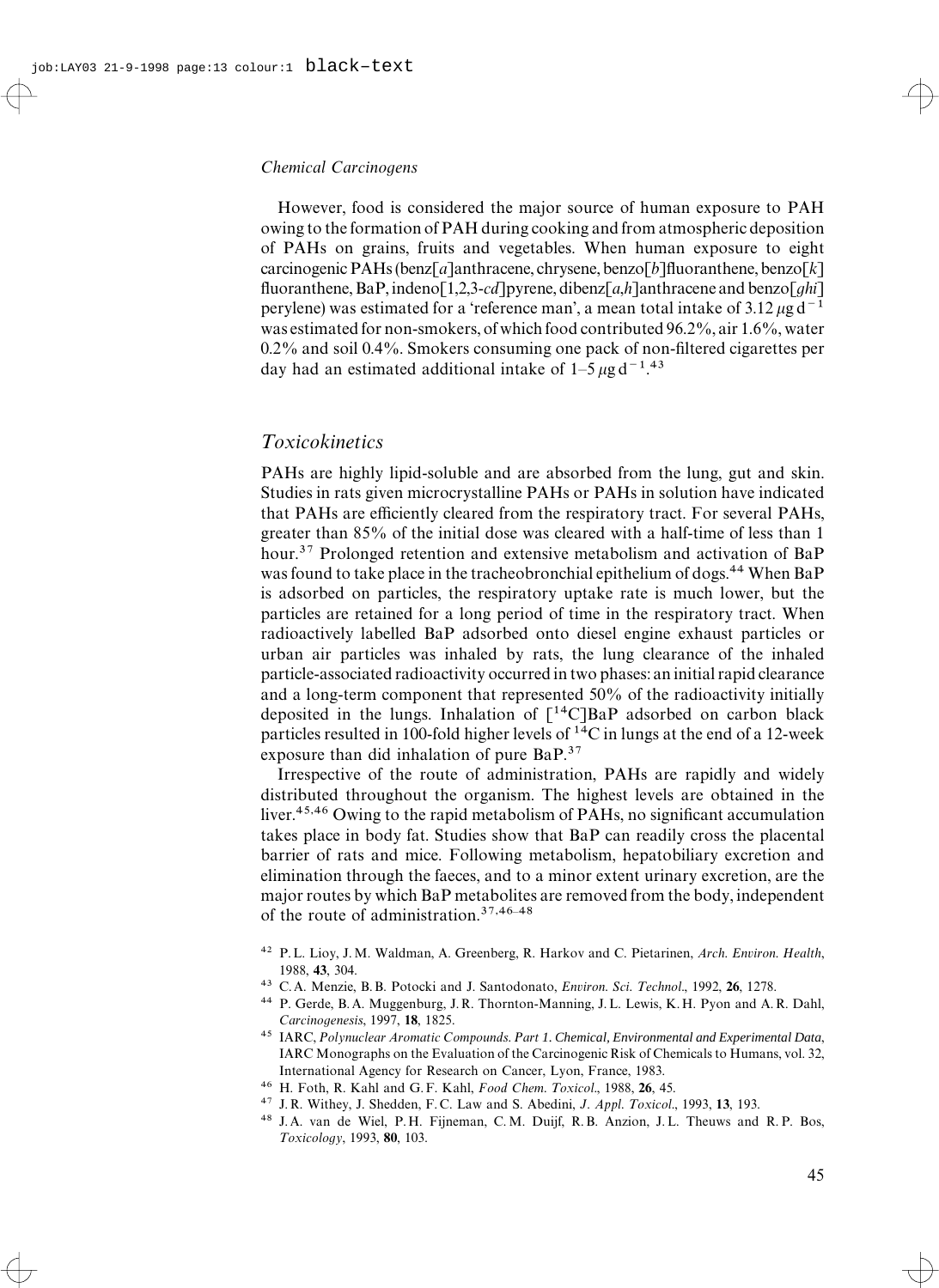However, food is considered the major source of human exposure to PAH owing to the formation of PAH during cooking and from atmospheric deposition of PAHs on grains, fruits and vegetables. When human exposure to eight carcinogenic PAHs (benz[*a*]anthracene, chrysene, benzo[*b*]fluoranthene, benzo[*k*] fluoranthene, BaP, indeno[1,2,3-*cd*]pyrene, dibenz[*a*,*h*]anthracene and benzo[*ghi*] perylene) was estimated for a 'reference man', a mean total intake of 3.12 $\mu g\, d^{-1}$ was estimated for non-smokers, of which food contributed 96.2%, air 1.6%, water 0.2% and soil 0.4%. Smokers consuming one pack of non-filtered cigarettes per day had an estimated additional intake of 1–5 $\mu g\, d^{-1}$.[43]

## Toxicokinetics

PAHs are highly lipid-soluble and are absorbed from the lung, gut and skin. Studies in rats given microcrystalline PAHs or PAHs in solution have indicated that PAHs are efficiently cleared from the respiratory tract. For several PAHs, greater than 85% of the initial dose was cleared with a half-time of less than 1 hour.[37] Prolonged retention and extensive metabolism and activation of BaP was found to take place in the tracheobronchial epithelium of dogs.[44] When BaP is adsorbed on particles, the respiratory uptake rate is much lower, but the particles are retained for a long period of time in the respiratory tract. When radioactively labelled BaP adsorbed onto diesel engine exhaust particles or urban air particles was inhaled by rats, the lung clearance of the inhaled particle-associated radioactivity occurred in two phases: an initial rapid clearance and a long-term component that represented 50% of the radioactivity initially deposited in the lungs. Inhalation of [$^{14}$C]BaP adsorbed on carbon black particles resulted in 100-fold higher levels of $^{14}$C in lungs at the end of a 12-week exposure than did inhalation of pure BaP.[37]

Irrespective of the route of administration, PAHs are rapidly and widely distributed throughout the organism. The highest levels are obtained in the liver.[45,46] Owing to the rapid metabolism of PAHs, no significant accumulation takes place in body fat. Studies show that BaP can readily cross the placental barrier of rats and mice. Following metabolism, hepatobiliary excretion and elimination through the faeces, and to a minor extent urinary excretion, are the major routes by which BaP metabolites are removed from the body, independent of the route of administration.[37,46–48]

[42] P. L. Lioy, J. M. Waldman, A. Greenberg, R. Harkov and C. Pietarinen, *Arch. Environ. Health*, 1988, **43**, 304.

[43] C. A. Menzie, B. B. Potocki and J. Santodonato, *Environ. Sci. Technol*., 1992, **26**, 1278.

[44] P. Gerde, B. A. Muggenburg, J. R. Thornton-Manning, J. L. Lewis, K. H. Pyon and A. R. Dahl, *Carcinogenesis*, 1997, **18**, 1825.

[45] IARC, *Polynuclear Aromatic Compounds. Part 1. Chemical, Environmental and Experimental Data*, IARC Monographs on the Evaluation of the Carcinogenic Risk of Chemicals to Humans, vol. 32, International Agency for Research on Cancer, Lyon, France, 1983.

[46] H. Foth, R. Kahl and G. F. Kahl, *Food Chem. Toxicol*., 1988, **26**, 45.

[47] J. R. Withey, J. Shedden, F. C. Law and S. Abedini, *J. Appl. Toxicol*., 1993, **13**, 193.

[48] J. A. van de Wiel, P. H. Fijneman, C. M. Duijf, R. B. Anzion, J. L. Theuws and R. P. Bos, *Toxicology*, 1993, **80**, 103.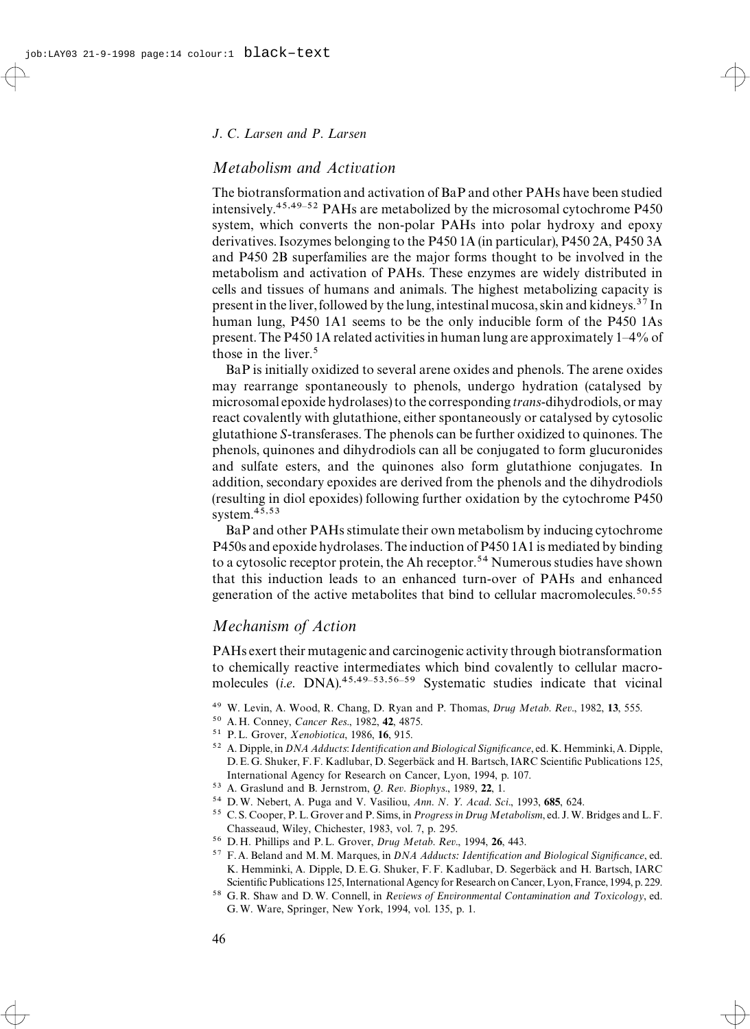## Metabolism and Activation

The biotransformation and activation of BaP and other PAHs have been studied intensively.[45,49–52] PAHs are metabolized by the microsomal cytochrome P450 system, which converts the non-polar PAHs into polar hydroxy and epoxy derivatives. Isozymes belonging to the P450 1A (in particular), P450 2A, P450 3A and P450 2B superfamilies are the major forms thought to be involved in the metabolism and activation of PAHs. These enzymes are widely distributed in cells and tissues of humans and animals. The highest metabolizing capacity is present in the liver, followed by the lung, intestinal mucosa, skin and kidneys.[37] In human lung, P450 1A1 seems to be the only inducible form of the P450 1As present. The P450 1A related activities in human lung are approximately 1–4% of those in the liver.[5]

BaP is initially oxidized to several arene oxides and phenols. The arene oxides may rearrange spontaneously to phenols, undergo hydration (catalysed by microsomal epoxide hydrolases) to the corresponding *trans*-dihydrodiols, or may react covalently with glutathione, either spontaneously or catalysed by cytosolic glutathione *S*-transferases. The phenols can be further oxidized to quinones. The phenols, quinones and dihydrodiols can all be conjugated to form glucuronides and sulfate esters, and the quinones also form glutathione conjugates. In addition, secondary epoxides are derived from the phenols and the dihydrodiols (resulting in diol epoxides) following further oxidation by the cytochrome P450 system.[45,53]

BaP and other PAHs stimulate their own metabolism by inducing cytochrome P450s and epoxide hydrolases. The induction of P450 1A1 is mediated by binding to a cytosolic receptor protein, the Ah receptor.[54] Numerous studies have shown that this induction leads to an enhanced turn-over of PAHs and enhanced generation of the active metabolites that bind to cellular macromolecules.[50,55]

## Mechanism of Action

PAHs exert their mutagenic and carcinogenic activity through biotransformation to chemically reactive intermediates which bind covalently to cellular macromolecules (*i.e.* DNA).[45,49–53,56–59] Systematic studies indicate that vicinal

[49] W. Levin, A. Wood, R. Chang, D. Ryan and P. Thomas, *Drug Metab. Rev.*, 1982, **13**, 555.

[50] A. H. Conney, *Cancer Res.*, 1982, **42**, 4875.

[51] P. L. Grover, *Xenobiotica*, 1986, **16**, 915.

[52] A. Dipple, in *DNA Adducts: Identification and Biological Significance*, ed. K. Hemminki, A. Dipple, D. E. G. Shuker, F. F. Kadlubar, D. Segerbäck and H. Bartsch, IARC Scientific Publications 125, International Agency for Research on Cancer, Lyon, 1994, p. 107.

[53] A. Graslund and B. Jernstrom, *Q. Rev. Biophys.*, 1989, **22**, 1.

[54] D. W. Nebert, A. Puga and V. Vasiliou, *Ann. N. Y. Acad. Sci.*, 1993, **685**, 624.

[55] C. S. Cooper, P. L. Grover and P. Sims, in *Progress in Drug Metabolism*, ed. J. W. Bridges and L. F. Chasseaud, Wiley, Chichester, 1983, vol. 7, p. 295.

[56] D. H. Phillips and P. L. Grover, *Drug Metab. Rev.*, 1994, **26**, 443.

[57] F. A. Beland and M. M. Marques, in *DNA Adducts: Identification and Biological Significance*, ed. K. Hemminki, A. Dipple, D. E. G. Shuker, F. F. Kadlubar, D. Segerbäck and H. Bartsch, IARC Scientific Publications 125, International Agency for Research on Cancer, Lyon, France, 1994, p. 229.

[58] G. R. Shaw and D. W. Connell, in *Reviews of Environmental Contamination and Toxicology*, ed. G. W. Ware, Springer, New York, 1994, vol. 135, p. 1.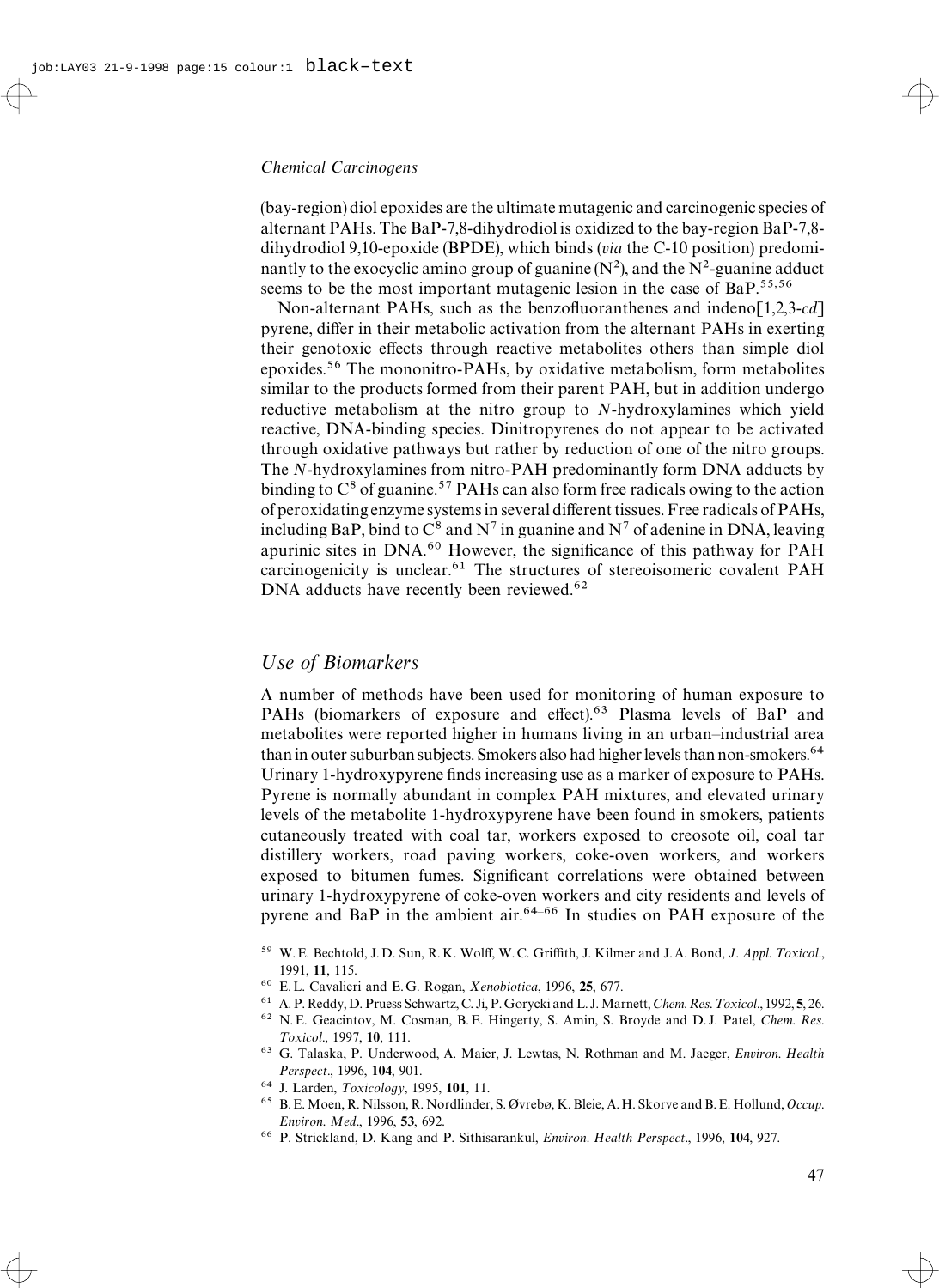(bay-region) diol epoxides are the ultimate mutagenic and carcinogenic species of alternant PAHs. The BaP-7,8-dihydrodiol is oxidized to the bay-region BaP-7,8-dihydrodiol 9,10-epoxide (BPDE), which binds (*via* the C-10 position) predominantly to the exocyclic amino group of guanine ($N^2$), and the $N^2$-guanine adduct seems to be the most important mutagenic lesion in the case of BaP.[55,56]

Non-alternant PAHs, such as the benzofluoranthenes and indeno[1,2,3-*cd*] pyrene, differ in their metabolic activation from the alternant PAHs in exerting their genotoxic effects through reactive metabolites others than simple diol epoxides.[56] The mononitro-PAHs, by oxidative metabolism, form metabolites similar to the products formed from their parent PAH, but in addition undergo reductive metabolism at the nitro group to *N*-hydroxylamines which yield reactive, DNA-binding species. Dinitropyrenes do not appear to be activated through oxidative pathways but rather by reduction of one of the nitro groups. The *N*-hydroxylamines from nitro-PAH predominantly form DNA adducts by binding to $C^8$ of guanine.[57] PAHs can also form free radicals owing to the action of peroxidating enzyme systems in several different tissues. Free radicals of PAHs, including BaP, bind to $C^8$ and $N^7$ in guanine and $N^7$ of adenine in DNA, leaving apurinic sites in DNA.[60] However, the significance of this pathway for PAH carcinogenicity is unclear.[61] The structures of stereoisomeric covalent PAH DNA adducts have recently been reviewed.[62]

## Use of Biomarkers

A number of methods have been used for monitoring of human exposure to PAHs (biomarkers of exposure and effect).[63] Plasma levels of BaP and metabolites were reported higher in humans living in an urban–industrial area than in outer suburban subjects. Smokers also had higher levels than non-smokers.[64] Urinary 1-hydroxypyrene finds increasing use as a marker of exposure to PAHs. Pyrene is normally abundant in complex PAH mixtures, and elevated urinary levels of the metabolite 1-hydroxypyrene have been found in smokers, patients cutaneously treated with coal tar, workers exposed to creosote oil, coal tar distillery workers, road paving workers, coke-oven workers, and workers exposed to bitumen fumes. Significant correlations were obtained between urinary 1-hydroxypyrene of coke-oven workers and city residents and levels of pyrene and BaP in the ambient air.[64–66] In studies on PAH exposure of the

[59] W. E. Bechtold, J. D. Sun, R. K. Wolff, W. C. Griffith, J. Kilmer and J. A. Bond, *J. Appl. Toxicol.*, 1991, **11**, 115.

[60] E. L. Cavalieri and E. G. Rogan, *Xenobiotica*, 1996, **25**, 677.

[61] A. P. Reddy, D. Pruess Schwartz, C. Ji, P. Gorycki and L. J. Marnett, *Chem. Res. Toxicol.*, 1992, **5**, 26.

[62] N. E. Geacintov, M. Cosman, B. E. Hingerty, S. Amin, S. Broyde and D. J. Patel, *Chem. Res. Toxicol.*, 1997, **10**, 111.

[63] G. Talaska, P. Underwood, A. Maier, J. Lewtas, N. Rothman and M. Jaeger, *Environ. Health Perspect.*, 1996, **104**, 901.

[64] J. Larden, *Toxicology*, 1995, **101**, 11.

[65] B. E. Moen, R. Nilsson, R. Nordlinder, S. Øvrebø, K. Bleie, A. H. Skorve and B. E. Hollund, *Occup. Environ. Med.*, 1996, **53**, 692.

[66] P. Strickland, D. Kang and P. Sithisarankul, *Environ. Health Perspect.*, 1996, **104**, 927.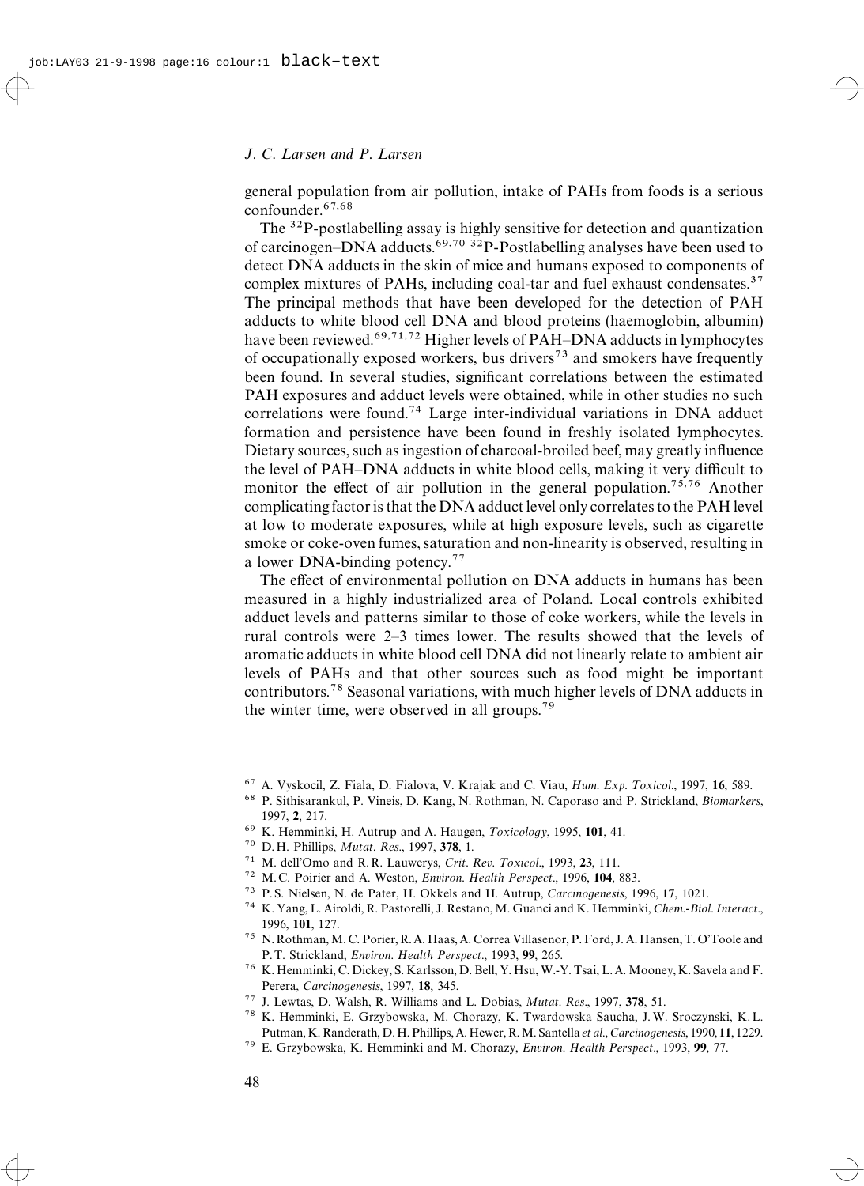general population from air pollution, intake of PAHs from foods is a serious confounder.[67,68]

The $^{32}$P-postlabelling assay is highly sensitive for detection and quantization of carcinogen–DNA adducts.[69,70] $^{32}$P-Postlabelling analyses have been used to detect DNA adducts in the skin of mice and humans exposed to components of complex mixtures of PAHs, including coal-tar and fuel exhaust condensates.[37] The principal methods that have been developed for the detection of PAH adducts to white blood cell DNA and blood proteins (haemoglobin, albumin) have been reviewed.[69,71,72] Higher levels of PAH–DNA adducts in lymphocytes of occupationally exposed workers, bus drivers[73] and smokers have frequently been found. In several studies, significant correlations between the estimated PAH exposures and adduct levels were obtained, while in other studies no such correlations were found.[74] Large inter-individual variations in DNA adduct formation and persistence have been found in freshly isolated lymphocytes. Dietary sources, such as ingestion of charcoal-broiled beef, may greatly influence the level of PAH–DNA adducts in white blood cells, making it very difficult to monitor the effect of air pollution in the general population.[75,76] Another complicating factor is that the DNA adduct level only correlates to the PAH level at low to moderate exposures, while at high exposure levels, such as cigarette smoke or coke-oven fumes, saturation and non-linearity is observed, resulting in a lower DNA-binding potency.[77]

The effect of environmental pollution on DNA adducts in humans has been measured in a highly industrialized area of Poland. Local controls exhibited adduct levels and patterns similar to those of coke workers, while the levels in rural controls were 2–3 times lower. The results showed that the levels of aromatic adducts in white blood cell DNA did not linearly relate to ambient air levels of PAHs and that other sources such as food might be important contributors.[78] Seasonal variations, with much higher levels of DNA adducts in the winter time, were observed in all groups.[79]

---

[67] A. Vyskocil, Z. Fiala, D. Fialova, V. Krajak and C. Viau, *Hum. Exp. Toxicol*., 1997, **16**, 589.

[68] P. Sithisarankul, P. Vineis, D. Kang, N. Rothman, N. Caporaso and P. Strickland, *Biomarkers*, 1997, **2**, 217.

[69] K. Hemminki, H. Autrup and A. Haugen, *Toxicology*, 1995, **101**, 41.

[70] D. H. Phillips, *Mutat. Res*., 1997, **378**, 1.

[71] M. dell'Omo and R. R. Lauwerys, *Crit. Rev. Toxicol*., 1993, **23**, 111.

[72] M. C. Poirier and A. Weston, *Environ. Health Perspect*., 1996, **104**, 883.

[73] P. S. Nielsen, N. de Pater, H. Okkels and H. Autrup, *Carcinogenesis*, 1996, **17**, 1021.

[74] K. Yang, L. Airoldi, R. Pastorelli, J. Restano, M. Guanci and K. Hemminki, *Chem.-Biol. Interact*., 1996, **101**, 127.

[75] N. Rothman, M. C. Porier, R. A. Haas, A. Correa Villasenor, P. Ford, J. A. Hansen, T. O'Toole and P. T. Strickland, *Environ. Health Perspect*., 1993, **99**, 265.

[76] K. Hemminki, C. Dickey, S. Karlsson, D. Bell, Y. Hsu, W.-Y. Tsai, L. A. Mooney, K. Savela and F. Perera, *Carcinogenesis*, 1997, **18**, 345.

[77] J. Lewtas, D. Walsh, R. Williams and L. Dobias, *Mutat. Res*., 1997, **378**, 51.

[78] K. Hemminki, E. Grzybowska, M. Chorazy, K. Twardowska Saucha, J. W. Sroczynski, K. L. Putman, K. Randerath, D. H. Phillips, A. Hewer, R. M. Santella *et al*., *Carcinogenesis*, 1990, **11**, 1229.

[79] E. Grzybowska, K. Hemminki and M. Chorazy, *Environ. Health Perspect*., 1993, **99**, 77.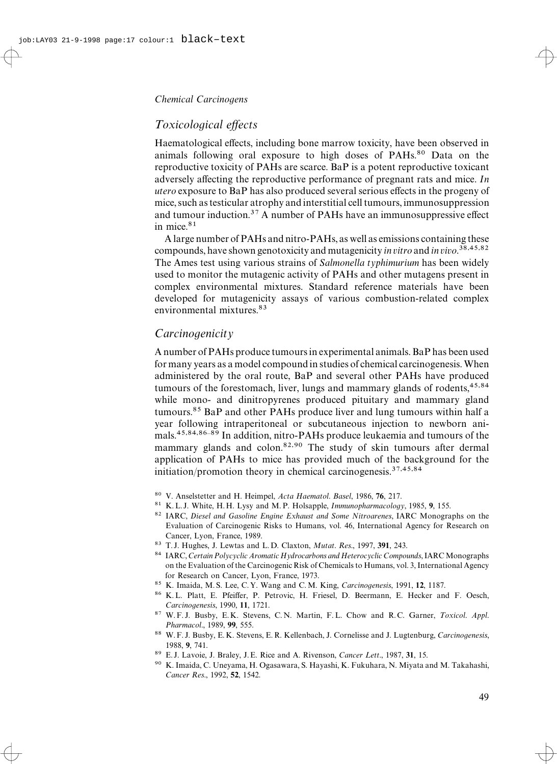## Toxicological effects

Haematological effects, including bone marrow toxicity, have been observed in animals following oral exposure to high doses of PAHs.[80] Data on the reproductive toxicity of PAHs are scarce. BaP is a potent reproductive toxicant adversely affecting the reproductive performance of pregnant rats and mice. *In utero* exposure to BaP has also produced several serious effects in the progeny of mice, such as testicular atrophy and interstitial cell tumours, immunosuppression and tumour induction.[37] A number of PAHs have an immunosuppressive effect in mice.[81]

A large number of PAHs and nitro-PAHs, as well as emissions containing these compounds, have shown genotoxicity and mutagenicity *in vitro* and *in vivo*.[38,45,82] The Ames test using various strains of *Salmonella typhimurium* has been widely used to monitor the mutagenic activity of PAHs and other mutagens present in complex environmental mixtures. Standard reference materials have been developed for mutagenicity assays of various combustion-related complex environmental mixtures.[83]

## Carcinogenicity

A number of PAHs produce tumours in experimental animals. BaP has been used for many years as a model compound in studies of chemical carcinogenesis. When administered by the oral route, BaP and several other PAHs have produced tumours of the forestomach, liver, lungs and mammary glands of rodents,[45,84] while mono- and dinitropyrenes produced pituitary and mammary gland tumours.[85] BaP and other PAHs produce liver and lung tumours within half a year following intraperitoneal or subcutaneous injection to newborn animals.[45,84,86–89] In addition, nitro-PAHs produce leukaemia and tumours of the mammary glands and colon.[82,90] The study of skin tumours after dermal application of PAHs to mice has provided much of the background for the initiation/promotion theory in chemical carcinogenesis.[37,45,84]

[80] V. Anselstetter and H. Heimpel, *Acta Haematol. Basel*, 1986, **76**, 217.

[81] K. L. J. White, H. H. Lysy and M. P. Holsapple, *Immunopharmacology*, 1985, **9**, 155.

[82] IARC, *Diesel and Gasoline Engine Exhaust and Some Nitroarenes*, IARC Monographs on the Evaluation of Carcinogenic Risks to Humans, vol. 46, International Agency for Research on Cancer, Lyon, France, 1989.

[83] T. J. Hughes, J. Lewtas and L. D. Claxton, *Mutat. Res.*, 1997, **391**, 243.

[84] IARC, *Certain Polycyclic Aromatic Hydrocarbons and Heterocyclic Compounds*, IARC Monographs on the Evaluation of the Carcinogenic Risk of Chemicals to Humans, vol. 3, International Agency for Research on Cancer, Lyon, France, 1973.

[85] K. Imaida, M. S. Lee, C. Y. Wang and C. M. King, *Carcinogenesis*, 1991, **12**, 1187.

[86] K. L. Platt, E. Pfeiffer, P. Petrovic, H. Friesel, D. Beermann, E. Hecker and F. Oesch, *Carcinogenesis*, 1990, **11**, 1721.

[87] W. F. J. Busby, E. K. Stevens, C. N. Martin, F. L. Chow and R. C. Garner, *Toxicol. Appl. Pharmacol.*, 1989, **99**, 555.

[88] W. F. J. Busby, E. K. Stevens, E. R. Kellenbach, J. Cornelisse and J. Lugtenburg, *Carcinogenesis*, 1988, **9**, 741.

[89] E. J. Lavoie, J. Braley, J. E. Rice and A. Rivenson, *Cancer Lett.*, 1987, **31**, 15.

[90] K. Imaida, C. Uneyama, H. Ogasawara, S. Hayashi, K. Fukuhara, N. Miyata and M. Takahashi, *Cancer Res.*, 1992, **52**, 1542.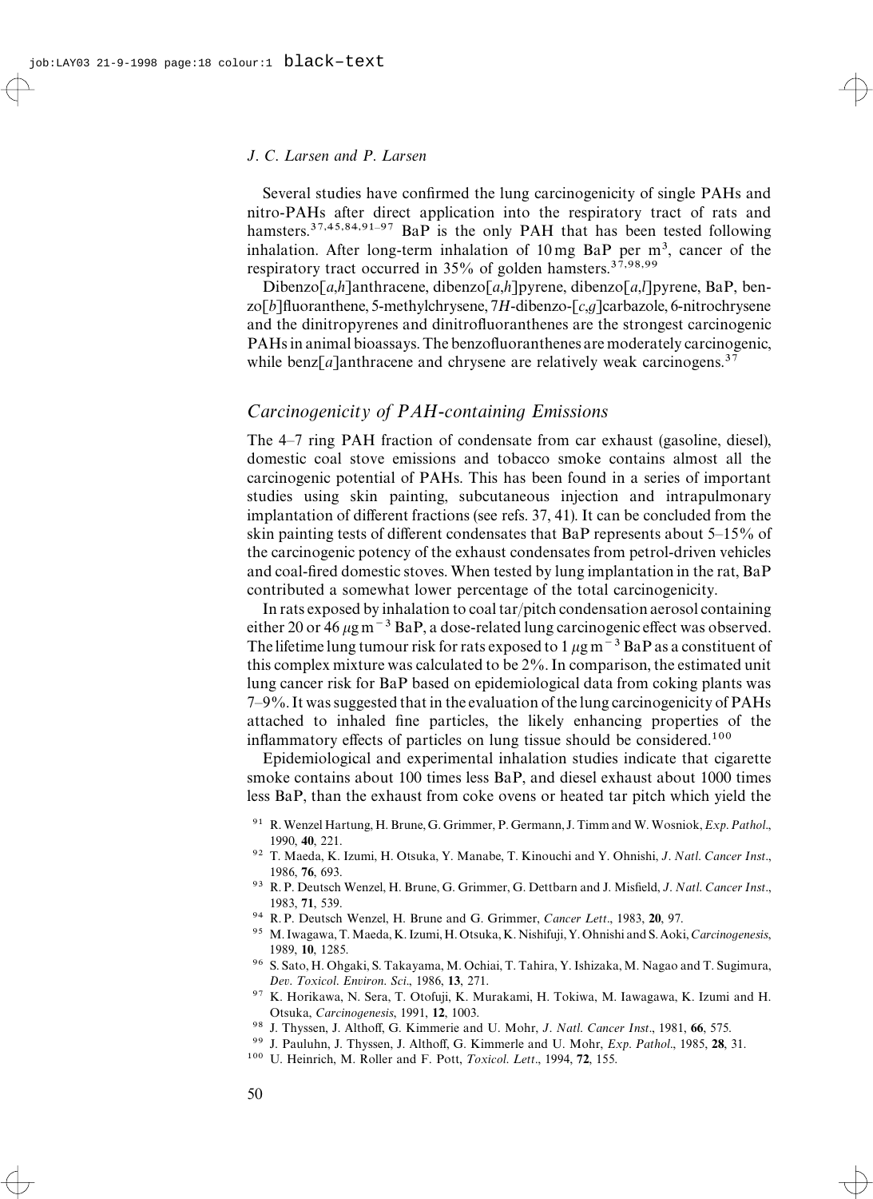Several studies have confirmed the lung carcinogenicity of single PAHs and nitro-PAHs after direct application into the respiratory tract of rats and hamsters.[37,45,84,91–97] BaP is the only PAH that has been tested following inhalation. After long-term inhalation of 10 mg BaP per $m^3$, cancer of the respiratory tract occurred in 35% of golden hamsters.[37,98,99]

Dibenzo[*a*,*h*]anthracene, dibenzo[*a*,*h*]pyrene, dibenzo[*a*,*l*]pyrene, BaP, benzo[*b*]fluoranthene, 5-methylchrysene, 7*H*-dibenzo-[*c*,*g*]carbazole, 6-nitrochrysene and the dinitropyrenes and dinitrofluoranthenes are the strongest carcinogenic PAHs in animal bioassays. The benzofluoranthenes are moderately carcinogenic, while benz[*a*]anthracene and chrysene are relatively weak carcinogens.[37]

## *Carcinogenicity of PAH-containing Emissions*

The 4–7 ring PAH fraction of condensate from car exhaust (gasoline, diesel), domestic coal stove emissions and tobacco smoke contains almost all the carcinogenic potential of PAHs. This has been found in a series of important studies using skin painting, subcutaneous injection and intrapulmonary implantation of different fractions (see refs. 37, 41). It can be concluded from the skin painting tests of different condensates that BaP represents about 5–15% of the carcinogenic potency of the exhaust condensates from petrol-driven vehicles and coal-fired domestic stoves. When tested by lung implantation in the rat, BaP contributed a somewhat lower percentage of the total carcinogenicity.

In rats exposed by inhalation to coal tar/pitch condensation aerosol containing either 20 or 46 $\mu g\, m^{-3}$ BaP, a dose-related lung carcinogenic effect was observed. The lifetime lung tumour risk for rats exposed to 1 $\mu g\, m^{-3}$ BaP as a constituent of this complex mixture was calculated to be 2%. In comparison, the estimated unit lung cancer risk for BaP based on epidemiological data from coking plants was 7–9%. It was suggested that in the evaluation of the lung carcinogenicity of PAHs attached to inhaled fine particles, the likely enhancing properties of the inflammatory effects of particles on lung tissue should be considered.[100]

Epidemiological and experimental inhalation studies indicate that cigarette smoke contains about 100 times less BaP, and diesel exhaust about 1000 times less BaP, than the exhaust from coke ovens or heated tar pitch which yield the

[91] R. Wenzel Hartung, H. Brune, G. Grimmer, P. Germann, J. Timm and W. Wosniok, *Exp. Pathol.*, 1990, **40**, 221.

[92] T. Maeda, K. Izumi, H. Otsuka, Y. Manabe, T. Kinouchi and Y. Ohnishi, *J. Natl. Cancer Inst.*, 1986, **76**, 693.

[93] R. P. Deutsch Wenzel, H. Brune, G. Grimmer, G. Dettbarn and J. Misfield, *J. Natl. Cancer Inst.*, 1983, **71**, 539.

[94] R. P. Deutsch Wenzel, H. Brune and G. Grimmer, *Cancer Lett.*, 1983, **20**, 97.

[95] M. Iwagawa, T. Maeda, K. Izumi, H. Otsuka, K. Nishifuji, Y. Ohnishi and S. Aoki, *Carcinogenesis*, 1989, **10**, 1285.

[96] S. Sato, H. Ohgaki, S. Takayama, M. Ochiai, T. Tahira, Y. Ishizaka, M. Nagao and T. Sugimura, *Dev. Toxicol. Environ. Sci.*, 1986, **13**, 271.

[97] K. Horikawa, N. Sera, T. Otofuji, K. Murakami, H. Tokiwa, M. Iawagawa, K. Izumi and H. Otsuka, *Carcinogenesis*, 1991, **12**, 1003.

[98] J. Thyssen, J. Althoff, G. Kimmerie and U. Mohr, *J. Natl. Cancer Inst.*, 1981, **66**, 575.

[99] J. Pauluhn, J. Thyssen, J. Althoff, G. Kimmerle and U. Mohr, *Exp. Pathol.*, 1985, **28**, 31.

[100] U. Heinrich, M. Roller and F. Pott, *Toxicol. Lett.*, 1994, **72**, 155.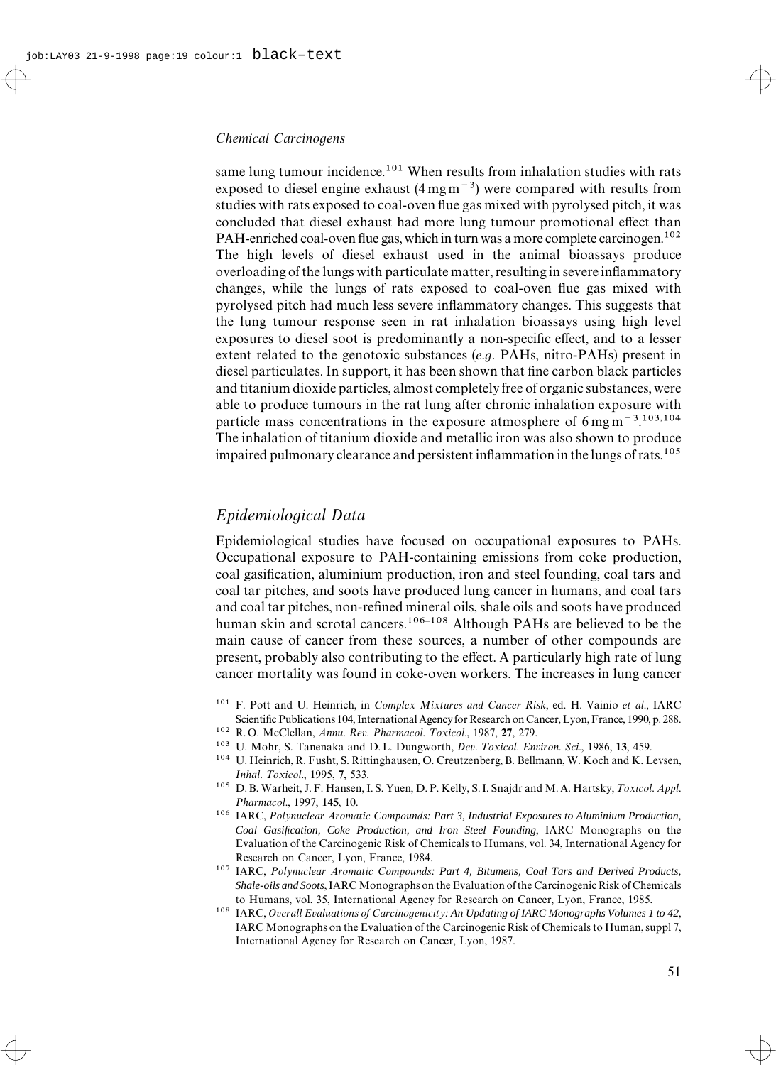same lung tumour incidence.[101] When results from inhalation studies with rats exposed to diesel engine exhaust ($4\,mg\,m^{-3}$) were compared with results from studies with rats exposed to coal-oven flue gas mixed with pyrolysed pitch, it was concluded that diesel exhaust had more lung tumour promotional effect than PAH-enriched coal-oven flue gas, which in turn was a more complete carcinogen.[102] The high levels of diesel exhaust used in the animal bioassays produce overloading of the lungs with particulate matter, resulting in severe inflammatory changes, while the lungs of rats exposed to coal-oven flue gas mixed with pyrolysed pitch had much less severe inflammatory changes. This suggests that the lung tumour response seen in rat inhalation bioassays using high level exposures to diesel soot is predominantly a non-specific effect, and to a lesser extent related to the genotoxic substances (*e.g.* PAHs, nitro-PAHs) present in diesel particulates. In support, it has been shown that fine carbon black particles and titanium dioxide particles, almost completely free of organic substances, were able to produce tumours in the rat lung after chronic inhalation exposure with particle mass concentrations in the exposure atmosphere of $6\,mg\,m^{-3}$.[103,104] The inhalation of titanium dioxide and metallic iron was also shown to produce impaired pulmonary clearance and persistent inflammation in the lungs of rats.[105]

## Epidemiological Data

Epidemiological studies have focused on occupational exposures to PAHs. Occupational exposure to PAH-containing emissions from coke production, coal gasification, aluminium production, iron and steel founding, coal tars and coal tar pitches, and soots have produced lung cancer in humans, and coal tars and coal tar pitches, non-refined mineral oils, shale oils and soots have produced human skin and scrotal cancers.[106–108] Although PAHs are believed to be the main cause of cancer from these sources, a number of other compounds are present, probably also contributing to the effect. A particularly high rate of lung cancer mortality was found in coke-oven workers. The increases in lung cancer

[101] F. Pott and U. Heinrich, in *Complex Mixtures and Cancer Risk*, ed. H. Vainio *et al.*, IARC Scientific Publications 104, International Agency for Research on Cancer, Lyon, France, 1990, p. 288.

[102] R. O. McClellan, *Annu. Rev. Pharmacol. Toxicol.*, 1987, **27**, 279.

[103] U. Mohr, S. Tanenaka and D. L. Dungworth, *Dev. Toxicol. Environ. Sci.*, 1986, **13**, 459.

[104] U. Heinrich, R. Fusht, S. Rittinghausen, O. Creutzenberg, B. Bellmann, W. Koch and K. Levsen, *Inhal. Toxicol.*, 1995, **7**, 533.

[105] D. B. Warheit, J. F. Hansen, I. S. Yuen, D. P. Kelly, S. I. Snajdr and M. A. Hartsky, *Toxicol. Appl. Pharmacol.*, 1997, **145**, 10.

[106] IARC, *Polynuclear Aromatic Compounds: Part 3, Industrial Exposures to Aluminium Production, Coal Gasification, Coke Production, and Iron Steel Founding*, IARC Monographs on the Evaluation of the Carcinogenic Risk of Chemicals to Humans, vol. 34, International Agency for Research on Cancer, Lyon, France, 1984.

[107] IARC, *Polynuclear Aromatic Compounds: Part 4, Bitumens, Coal Tars and Derived Products, Shale-oils and Soots*, IARC Monographs on the Evaluation of the Carcinogenic Risk of Chemicals to Humans, vol. 35, International Agency for Research on Cancer, Lyon, France, 1985.

[108] IARC, *Overall Evaluations of Carcinogenicity: An Updating of IARC Monographs Volumes 1 to 42*, IARC Monographs on the Evaluation of the Carcinogenic Risk of Chemicals to Human, suppl 7, International Agency for Research on Cancer, Lyon, 1987.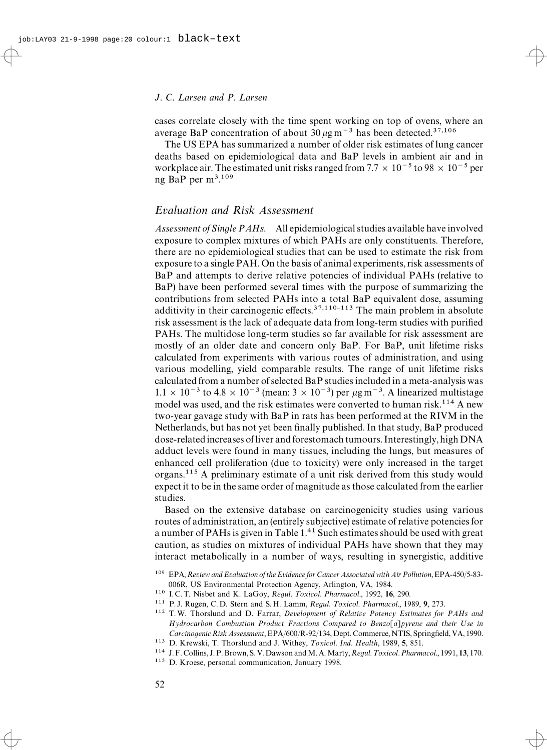cases correlate closely with the time spent working on top of ovens, where an average BaP concentration of about 30 $\mu$g m$^{-3}$ has been detected.[37,106]

The US EPA has summarized a number of older risk estimates of lung cancer deaths based on epidemiological data and BaP levels in ambient air and in workplace air. The estimated unit risks ranged from $7.7 \times 10^{-5}$ to $98 \times 10^{-5}$ per ng BaP per m$^3$.[109]

## *Evaluation and Risk Assessment*

*Assessment of Single PAHs.* All epidemiological studies available have involved exposure to complex mixtures of which PAHs are only constituents. Therefore, there are no epidemiological studies that can be used to estimate the risk from exposure to a single PAH. On the basis of animal experiments, risk assessments of BaP and attempts to derive relative potencies of individual PAHs (relative to BaP) have been performed several times with the purpose of summarizing the contributions from selected PAHs into a total BaP equivalent dose, assuming additivity in their carcinogenic effects.[37,110–113] The main problem in absolute risk assessment is the lack of adequate data from long-term studies with purified PAHs. The multidose long-term studies so far available for risk assessment are mostly of an older date and concern only BaP. For BaP, unit lifetime risks calculated from experiments with various routes of administration, and using various modelling, yield comparable results. The range of unit lifetime risks calculated from a number of selected BaP studies included in a meta-analysis was $1.1 \times 10^{-3}$ to $4.8 \times 10^{-3}$ (mean: $3 \times 10^{-3}$) per $\mu$g m$^{-3}$. A linearized multistage model was used, and the risk estimates were converted to human risk.[114] A new two-year gavage study with BaP in rats has been performed at the RIVM in the Netherlands, but has not yet been finally published. In that study, BaP produced dose-related increases of liver and forestomach tumours. Interestingly, high DNA adduct levels were found in many tissues, including the lungs, but measures of enhanced cell proliferation (due to toxicity) were only increased in the target organs.[115] A preliminary estimate of a unit risk derived from this study would expect it to be in the same order of magnitude as those calculated from the earlier studies.

Based on the extensive database on carcinogenicity studies using various routes of administration, an (entirely subjective) estimate of relative potencies for a number of PAHs is given in Table 1.[41] Such estimates should be used with great caution, as studies on mixtures of individual PAHs have shown that they may interact metabolically in a number of ways, resulting in synergistic, additive

[109] EPA, *Review and Evaluation of the Evidence for Cancer Associated with Air Pollution*, EPA-450/5-83-006R, US Environmental Protection Agency, Arlington, VA, 1984.

[110] I. C. T. Nisbet and K. LaGoy, *Regul. Toxicol. Pharmacol.*, 1992, **16**, 290.

[111] P. J. Rugen, C. D. Stern and S. H. Lamm, *Regul. Toxicol. Pharmacol.*, 1989, **9**, 273.

[112] T. W. Thorslund and D. Farrar, *Development of Relative Potency Estimates for PAHs and Hydrocarbon Combustion Product Fractions Compared to Benzo*[*a*]*pyrene and their Use in Carcinogenic Risk Assessment*, EPA/600/R-92/134, Dept. Commerce, NTIS, Springfield, VA, 1990.

[113] D. Krewski, T. Thorslund and J. Withey, *Toxicol. Ind. Health*, 1989, **5**, 851.

[114] J. F. Collins, J. P. Brown, S. V. Dawson and M. A. Marty, *Regul. Toxicol. Pharmacol.*, 1991, **13**, 170.

[115] D. Kroese, personal communication, January 1998.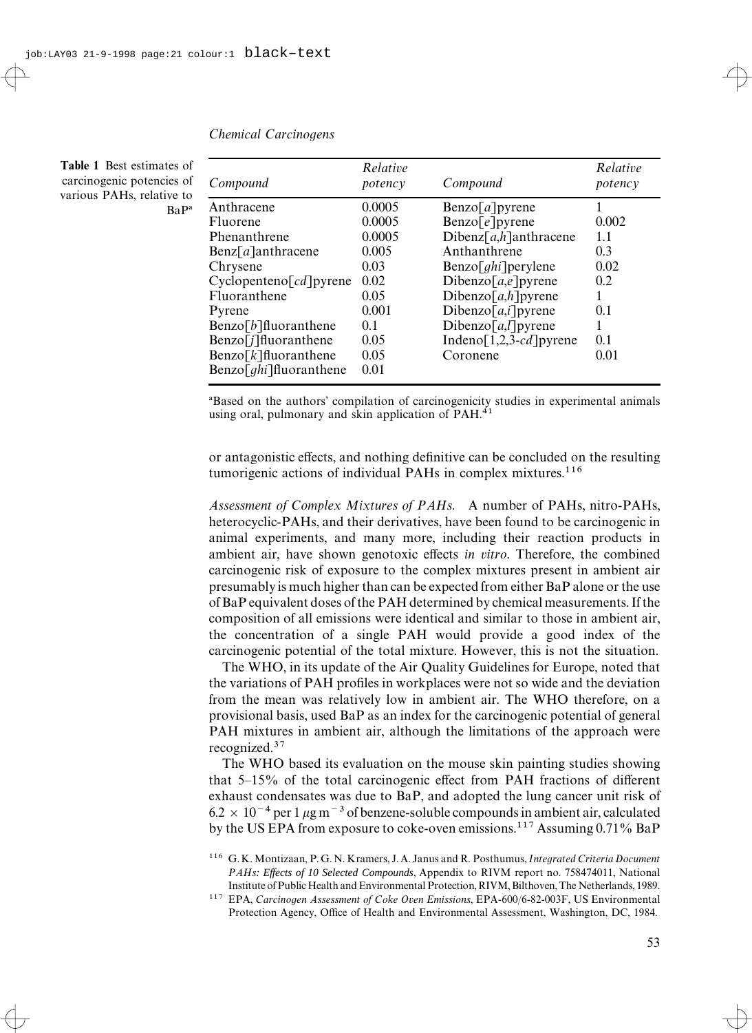**Table 1** Best estimates of carcinogenic potencies of various PAHs, relative to BaP[a]

| Compound | Relative potency | Compound | Relative potency |
|---|---|---|---|
| Anthracene | 0.0005 | Benzo[*a*]pyrene | 1 |
| Fluorene | 0.0005 | Benzo[*e*]pyrene | 0.002 |
| Phenanthrene | 0.0005 | Dibenz[*a,h*]anthracene | 1.1 |
| Benz[*a*]anthracene | 0.005 | Anthanthrene | 0.3 |
| Chrysene | 0.03 | Benzo[*ghi*]perylene | 0.02 |
| Cyclopenteno[*cd*]pyrene | 0.02 | Dibenzo[*a,e*]pyrene | 0.2 |
| Fluoranthene | 0.05 | Dibenzo[*a,h*]pyrene | 1 |
| Pyrene | 0.001 | Dibenzo[*a,i*]pyrene | 0.1 |
| Benzo[*b*]fluoranthene | 0.1 | Dibenzo[*a,l*]pyrene | 1 |
| Benzo[*j*]fluoranthene | 0.05 | Indeno[1,2,3-*cd*]pyrene | 0.1 |
| Benzo[*k*]fluoranthene | 0.05 | Coronene | 0.01 |
| Benzo[*ghi*]fluoranthene | 0.01 | | |

[a]Based on the authors' compilation of carcinogenicity studies in experimental animals using oral, pulmonary and skin application of PAH.[41]

or antagonistic effects, and nothing definitive can be concluded on the resulting tumorigenic actions of individual PAHs in complex mixtures.[116]

*Assessment of Complex Mixtures of PAHs.* A number of PAHs, nitro-PAHs, heterocyclic-PAHs, and their derivatives, have been found to be carcinogenic in animal experiments, and many more, including their reaction products in ambient air, have shown genotoxic effects *in vitro*. Therefore, the combined carcinogenic risk of exposure to the complex mixtures present in ambient air presumably is much higher than can be expected from either BaP alone or the use of BaP equivalent doses of the PAH determined by chemical measurements. If the composition of all emissions were identical and similar to those in ambient air, the concentration of a single PAH would provide a good index of the carcinogenic potential of the total mixture. However, this is not the situation.

The WHO, in its update of the Air Quality Guidelines for Europe, noted that the variations of PAH profiles in workplaces were not so wide and the deviation from the mean was relatively low in ambient air. The WHO therefore, on a provisional basis, used BaP as an index for the carcinogenic potential of general PAH mixtures in ambient air, although the limitations of the approach were recognized.[37]

The WHO based its evaluation on the mouse skin painting studies showing that 5–15% of the total carcinogenic effect from PAH fractions of different exhaust condensates was due to BaP, and adopted the lung cancer unit risk of $6.2 \times 10^{-4}$ per 1 $\mu g\,m^{-3}$ of benzene-soluble compounds in ambient air, calculated by the US EPA from exposure to coke-oven emissions.[117] Assuming 0.71% BaP

[116] G. K. Montizaan, P. G. N. Kramers, J. A. Janus and R. Posthumus, *Integrated Criteria Document PAHs: Effects of 10 Selected Compounds*, Appendix to RIVM report no. 758474011, National Institute of Public Health and Environmental Protection, RIVM, Bilthoven, The Netherlands, 1989.

[117] EPA, *Carcinogen Assessment of Coke Oven Emissions*, EPA-600/6-82-003F, US Environmental Protection Agency, Office of Health and Environmental Assessment, Washington, DC, 1984.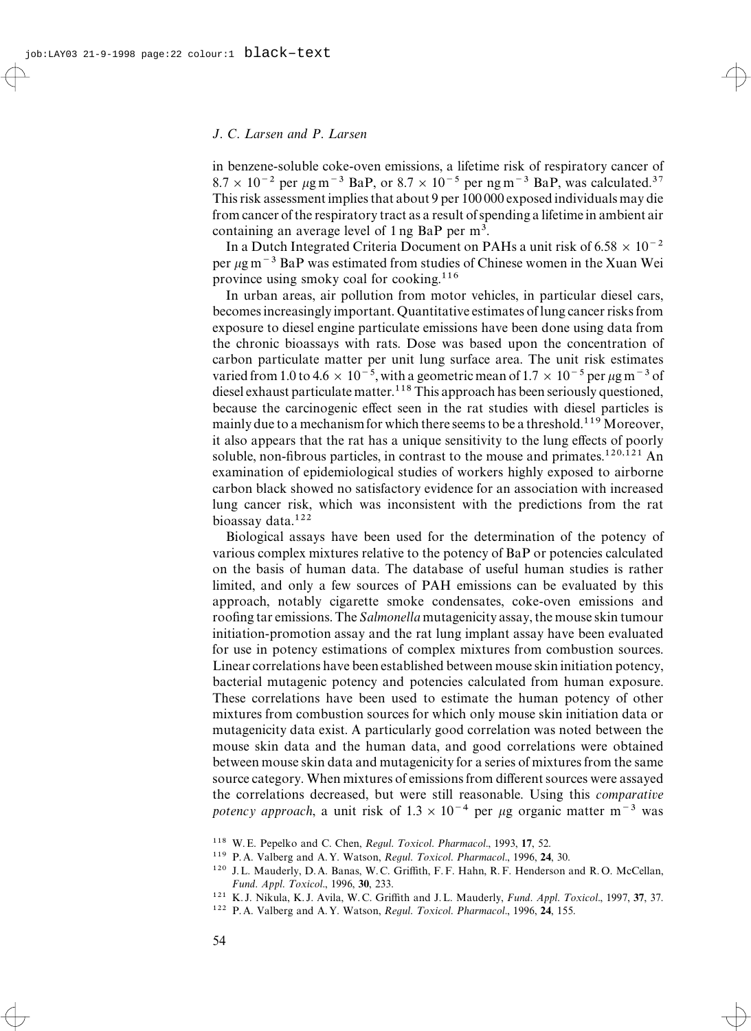in benzene-soluble coke-oven emissions, a lifetime risk of respiratory cancer of $8.7 \times 10^{-2}$ per $\mu g\,m^{-3}$ BaP, or $8.7 \times 10^{-5}$ per $ng\,m^{-3}$ BaP, was calculated.[37] This risk assessment implies that about 9 per 100 000 exposed individuals may die from cancer of the respiratory tract as a result of spending a lifetime in ambient air containing an average level of 1 ng BaP per $m^3$.

In a Dutch Integrated Criteria Document on PAHs a unit risk of $6.58 \times 10^{-2}$ per $\mu g\,m^{-3}$ BaP was estimated from studies of Chinese women in the Xuan Wei province using smoky coal for cooking.[116]

In urban areas, air pollution from motor vehicles, in particular diesel cars, becomes increasingly important. Quantitative estimates of lung cancer risks from exposure to diesel engine particulate emissions have been done using data from the chronic bioassays with rats. Dose was based upon the concentration of carbon particulate matter per unit lung surface area. The unit risk estimates varied from 1.0 to $4.6 \times 10^{-5}$, with a geometric mean of $1.7 \times 10^{-5}$ per $\mu g\,m^{-3}$ of diesel exhaust particulate matter.[118] This approach has been seriously questioned, because the carcinogenic effect seen in the rat studies with diesel particles is mainly due to a mechanism for which there seems to be a threshold.[119] Moreover, it also appears that the rat has a unique sensitivity to the lung effects of poorly soluble, non-fibrous particles, in contrast to the mouse and primates.[120,121] An examination of epidemiological studies of workers highly exposed to airborne carbon black showed no satisfactory evidence for an association with increased lung cancer risk, which was inconsistent with the predictions from the rat bioassay data.[122]

Biological assays have been used for the determination of the potency of various complex mixtures relative to the potency of BaP or potencies calculated on the basis of human data. The database of useful human studies is rather limited, and only a few sources of PAH emissions can be evaluated by this approach, notably cigarette smoke condensates, coke-oven emissions and roofing tar emissions. The *Salmonella* mutagenicity assay, the mouse skin tumour initiation-promotion assay and the rat lung implant assay have been evaluated for use in potency estimations of complex mixtures from combustion sources. Linear correlations have been established between mouse skin initiation potency, bacterial mutagenic potency and potencies calculated from human exposure. These correlations have been used to estimate the human potency of other mixtures from combustion sources for which only mouse skin initiation data or mutagenicity data exist. A particularly good correlation was noted between the mouse skin data and the human data, and good correlations were obtained between mouse skin data and mutagenicity for a series of mixtures from the same source category. When mixtures of emissions from different sources were assayed the correlations decreased, but were still reasonable. Using this *comparative potency approach*, a unit risk of $1.3 \times 10^{-4}$ per $\mu g$ organic matter $m^{-3}$ was

[118] W. E. Pepelko and C. Chen, *Regul. Toxicol. Pharmacol.*, 1993, **17**, 52.

[119] P. A. Valberg and A. Y. Watson, *Regul. Toxicol. Pharmacol.*, 1996, **24**, 30.

[120] J. L. Mauderly, D. A. Banas, W. C. Griffith, F. F. Hahn, R. F. Henderson and R. O. McCellan, *Fund. Appl. Toxicol.*, 1996, **30**, 233.

[121] K. J. Nikula, K. J. Avila, W. C. Griffith and J. L. Mauderly, *Fund. Appl. Toxicol.*, 1997, **37**, 37.

[122] P. A. Valberg and A. Y. Watson, *Regul. Toxicol. Pharmacol.*, 1996, **24**, 155.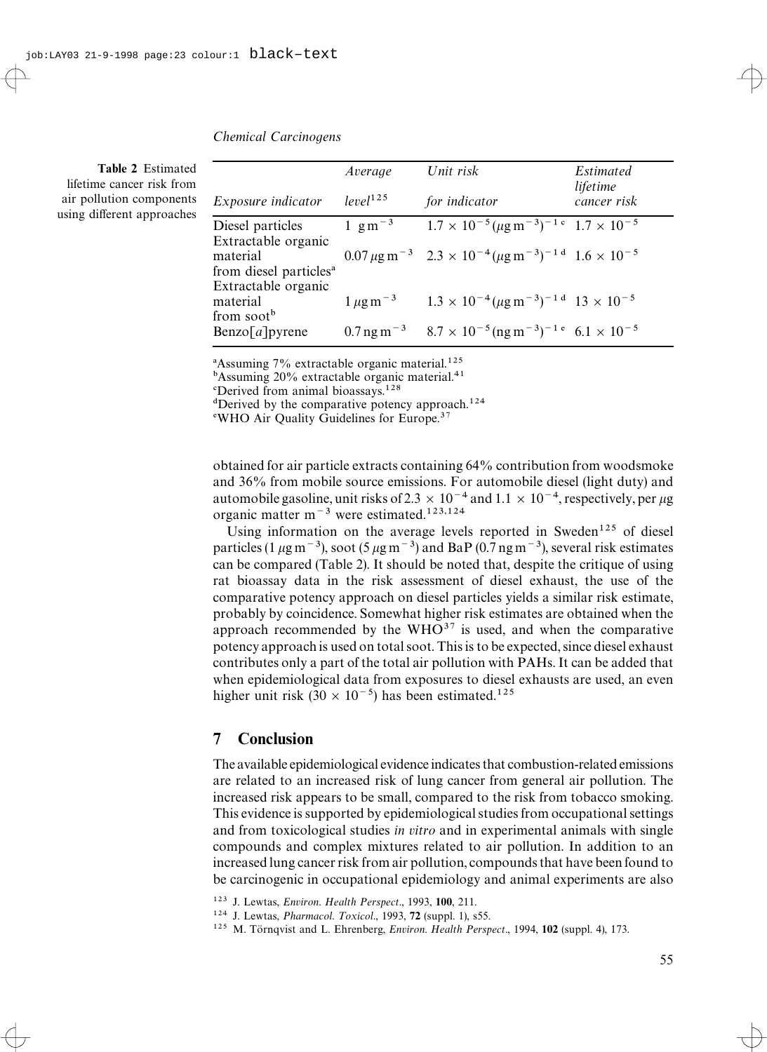**Table 2** Estimated lifetime cancer risk from air pollution components using different approaches

| Exposure indicator | Average level[125] | Unit risk for indicator | Estimated lifetime cancer risk |
|---|---|---|---|
| Diesel particles | 1 $g\,m^{-3}$ | $1.7 \times 10^{-5} (\mu g\,m^{-3})^{-1}$ [c] | $1.7 \times 10^{-5}$ |
| Extractable organic material from diesel particles[a] | $0.07\,\mu g\,m^{-3}$ | $2.3 \times 10^{-4} (\mu g\,m^{-3})^{-1}$ [d] | $1.6 \times 10^{-5}$ |
| Extractable organic material from soot[b] | $1\,\mu g\,m^{-3}$ | $1.3 \times 10^{-4} (\mu g\,m^{-3})^{-1}$ [d] | $13 \times 10^{-5}$ |
| Benzo[*a*]pyrene | $0.7\,ng\,m^{-3}$ | $8.7 \times 10^{-5} (ng\,m^{-3})^{-1}$ [e] | $6.1 \times 10^{-5}$ |

[a]Assuming 7% extractable organic material.[125]
[b]Assuming 20% extractable organic material.[41]
[c]Derived from animal bioassays.[128]
[d]Derived by the comparative potency approach.[124]
[e]WHO Air Quality Guidelines for Europe.[37]

obtained for air particle extracts containing 64% contribution from woodsmoke and 36% from mobile source emissions. For automobile diesel (light duty) and automobile gasoline, unit risks of $2.3 \times 10^{-4}$ and $1.1 \times 10^{-4}$, respectively, per $\mu g$ organic matter $m^{-3}$ were estimated.[123,124]

Using information on the average levels reported in Sweden[125] of diesel particles ($1\,\mu g\,m^{-3}$), soot ($5\,\mu g\,m^{-3}$) and BaP ($0.7\,ng\,m^{-3}$), several risk estimates can be compared (Table 2). It should be noted that, despite the critique of using rat bioassay data in the risk assessment of diesel exhaust, the use of the comparative potency approach on diesel particles yields a similar risk estimate, probably by coincidence. Somewhat higher risk estimates are obtained when the approach recommended by the WHO[37] is used, and when the comparative potency approach is used on total soot. This is to be expected, since diesel exhaust contributes only a part of the total air pollution with PAHs. It can be added that when epidemiological data from exposures to diesel exhausts are used, an even higher unit risk ($30 \times 10^{-5}$) has been estimated.[125]

## 7 Conclusion

The available epidemiological evidence indicates that combustion-related emissions are related to an increased risk of lung cancer from general air pollution. The increased risk appears to be small, compared to the risk from tobacco smoking. This evidence is supported by epidemiological studies from occupational settings and from toxicological studies *in vitro* and in experimental animals with single compounds and complex mixtures related to air pollution. In addition to an increased lung cancer risk from air pollution, compounds that have been found to be carcinogenic in occupational epidemiology and animal experiments are also

[123] J. Lewtas, *Environ. Health Perspect*., 1993, **100**, 211.
[124] J. Lewtas, *Pharmacol. Toxicol*., 1993, **72** (suppl. 1), s55.
[125] M. Törnqvist and L. Ehrenberg, *Environ. Health Perspect*., 1994, **102** (suppl. 4), 173.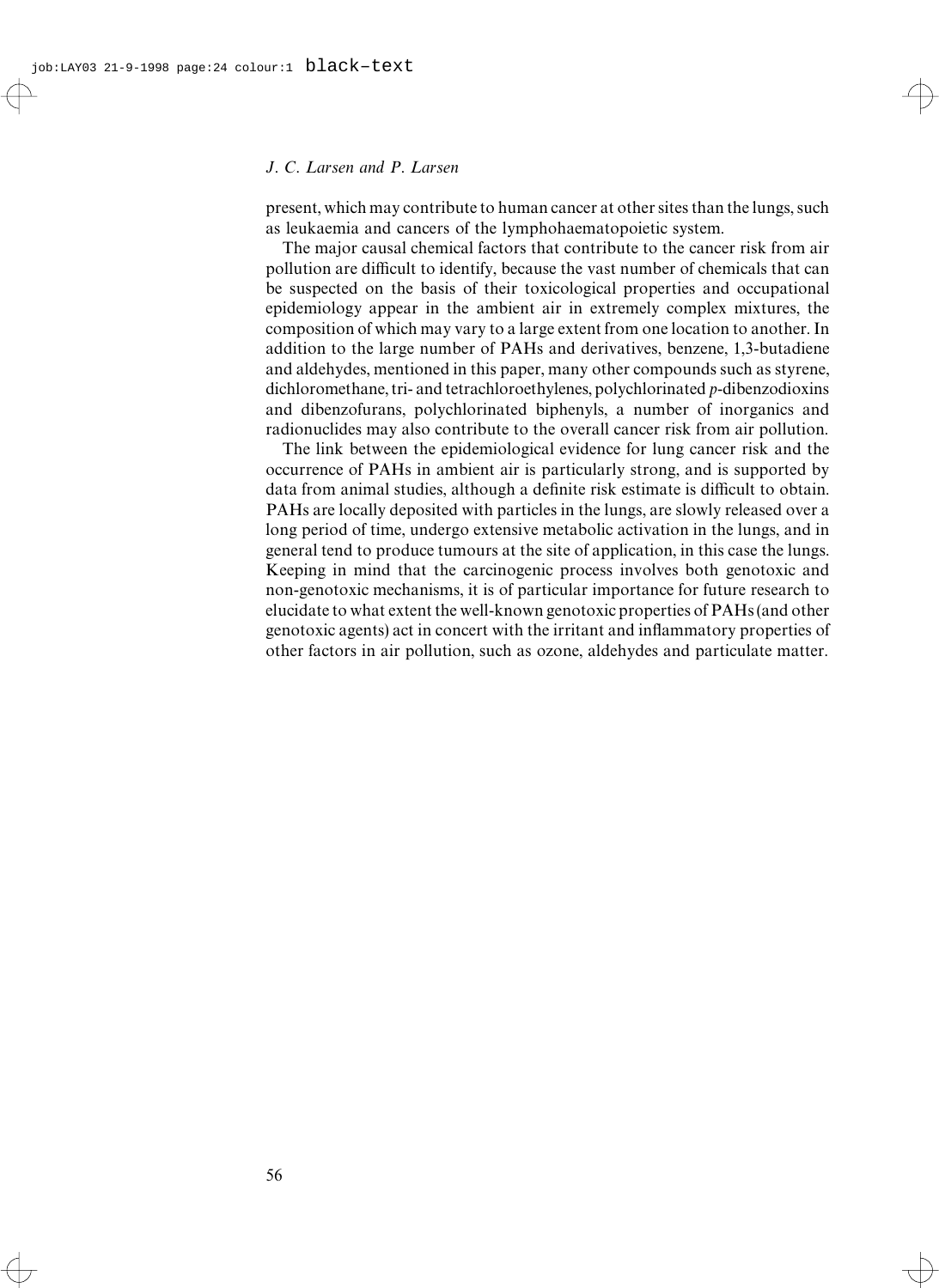present, which may contribute to human cancer at other sites than the lungs, such as leukaemia and cancers of the lymphohaematopoietic system.

The major causal chemical factors that contribute to the cancer risk from air pollution are difficult to identify, because the vast number of chemicals that can be suspected on the basis of their toxicological properties and occupational epidemiology appear in the ambient air in extremely complex mixtures, the composition of which may vary to a large extent from one location to another. In addition to the large number of PAHs and derivatives, benzene, 1,3-butadiene and aldehydes, mentioned in this paper, many other compounds such as styrene, dichloromethane, tri- and tetrachloroethylenes, polychlorinated *p*-dibenzodioxins and dibenzofurans, polychlorinated biphenyls, a number of inorganics and radionuclides may also contribute to the overall cancer risk from air pollution.

The link between the epidemiological evidence for lung cancer risk and the occurrence of PAHs in ambient air is particularly strong, and is supported by data from animal studies, although a definite risk estimate is difficult to obtain. PAHs are locally deposited with particles in the lungs, are slowly released over a long period of time, undergo extensive metabolic activation in the lungs, and in general tend to produce tumours at the site of application, in this case the lungs. Keeping in mind that the carcinogenic process involves both genotoxic and non-genotoxic mechanisms, it is of particular importance for future research to elucidate to what extent the well-known genotoxic properties of PAHs (and other genotoxic agents) act in concert with the irritant and inflammatory properties of other factors in air pollution, such as ozone, aldehydes and particulate matter.